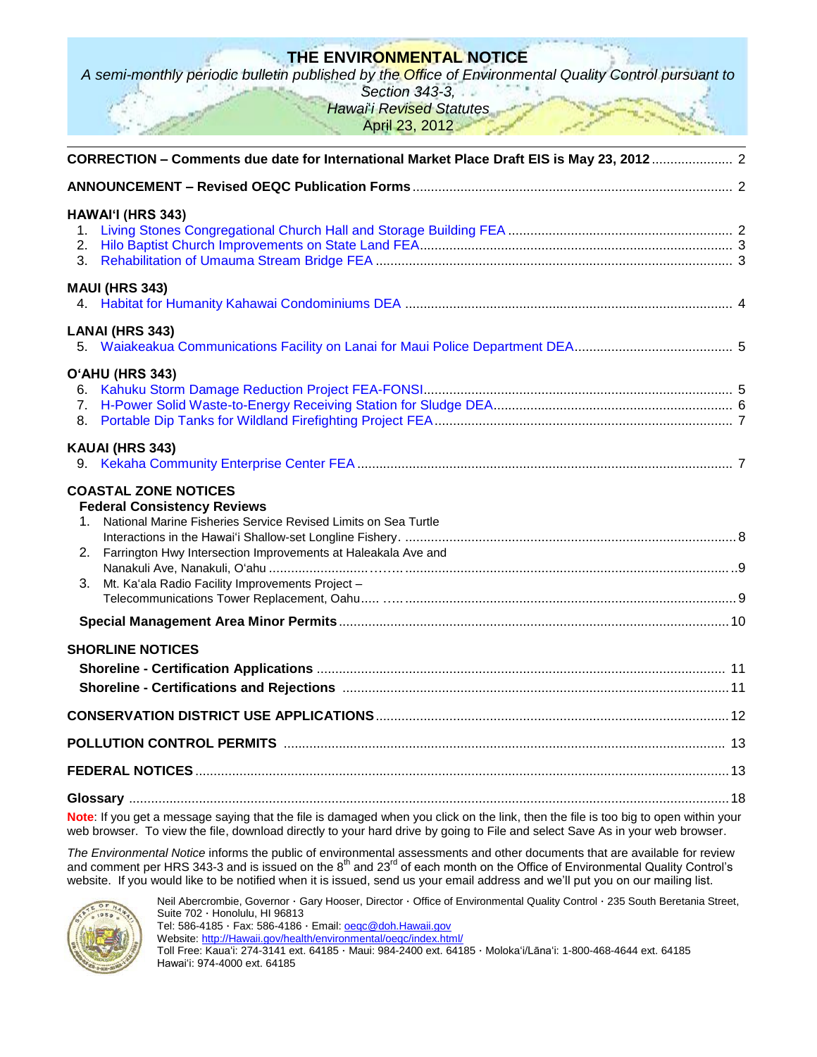# THE ENVIRONMENTAL NOTICE

*A semi-monthly periodic bulletin published by the Office of Environmental Quality Control pursuant to Section 343-3, Hawai'i Revised Statutes*

April 23, 2012

**CORRECTION – Comments due date for International Market Place Draft EIS is May 23, 2012** ..................... 2

**ANNOUNCEMENT – Revised OEQC Publication Forms** ..................... 2

**HAWAIʻI (HRS 343)**

1. Living Stones Congregational Church Hall and Storage Building FEA ..................... 2
2. Hilo Baptist Church Improvements on State Land FEA ..................... 3
3. Rehabilitation of Umauma Stream Bridge FEA ..................... 3

**MAUI (HRS 343)**

4. Habitat for Humanity Kahawai Condominiums DEA ..................... 4

**LANAI (HRS 343)**

5. Waiakeakua Communications Facility on Lanai for Maui Police Department DEA ..................... 5

**OʻAHU (HRS 343)**

6. Kahuku Storm Damage Reduction Project FEA-FONSI ..................... 5
7. H-Power Solid Waste-to-Energy Receiving Station for Sludge DEA ..................... 6
8. Portable Dip Tanks for Wildland Firefighting Project FEA ..................... 7

**KAUAI (HRS 343)**

9. Kekaha Community Enterprise Center FEA ..................... 7

**COASTAL ZONE NOTICES**

**Federal Consistency Reviews**

1. National Marine Fisheries Service Revised Limits on Sea Turtle Interactions in the Hawaiʻi Shallow-set Longline Fishery. ..................... 8
2. Farrington Hwy Intersection Improvements at Haleakala Ave and Nanakuli Ave, Nanakuli, Oʻahu ..................... 9
3. Mt. Kaʻala Radio Facility Improvements Project – Telecommunications Tower Replacement, Oahu ..................... 9

**Special Management Area Minor Permits** ..................... 10

**SHORLINE NOTICES**

**Shoreline - Certification Applications** ..................... 11

**Shoreline - Certifications and Rejections** ..................... 11

**CONSERVATION DISTRICT USE APPLICATIONS** ..................... 12

**POLLUTION CONTROL PERMITS** ..................... 13

**FEDERAL NOTICES** ..................... 13

**Glossary** ..................... 18

**Note**: If you get a message saying that the file is damaged when you click on the link, then the file is too big to open within your web browser. To view the file, download directly to your hard drive by going to File and select Save As in your web browser.

*The Environmental Notice* informs the public of environmental assessments and other documents that are available for review and comment per HRS 343-3 and is issued on the 8th and 23rd of each month on the Office of Environmental Quality Control's website. If you would like to be notified when it is issued, send us your email address and we'll put you on our mailing list.

Neil Abercrombie, Governor · Gary Hooser, Director · Office of Environmental Quality Control · 235 South Beretania Street, Suite 702 · Honolulu, HI 96813
Tel: 586-4185 · Fax: 586-4186 · Email: oeqc@doh.Hawaii.gov
Website: http://Hawaii.gov/health/environmental/oeqc/index.html/
Toll Free: Kauaʻi: 274-3141 ext. 64185 · Maui: 984-2400 ext. 64185 · Molokaʻi/Lānaʻi: 1-800-468-4644 ext. 64185
Hawaiʻi: 974-4000 ext. 64185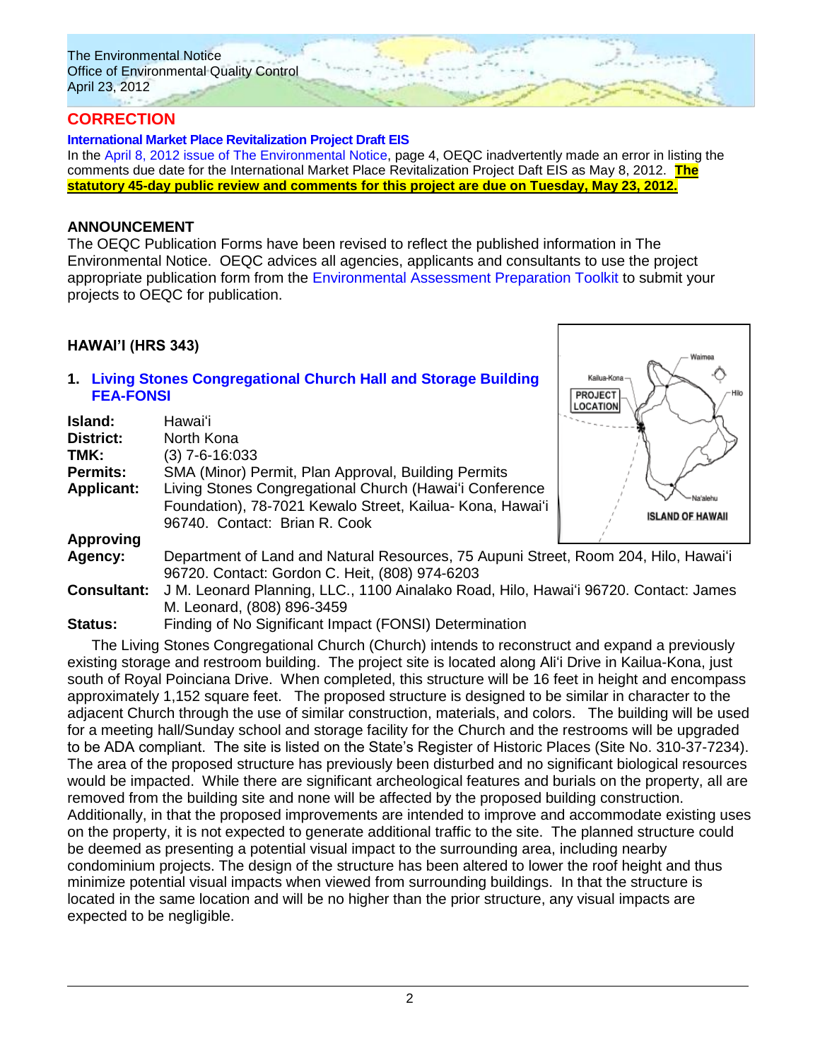## CORRECTION

**International Market Place Revitalization Project Draft EIS**

In the April 8, 2012 issue of The Environmental Notice, page 4, OEQC inadvertently made an error in listing the comments due date for the International Market Place Revitalization Project Daft EIS as May 8, 2012. **The statutory 45-day public review and comments for this project are due on Tuesday, May 23, 2012.**

## ANNOUNCEMENT

The OEQC Publication Forms have been revised to reflect the published information in The Environmental Notice. OEQC advises all agencies, applicants and consultants to use the project appropriate publication form from the Environmental Assessment Preparation Toolkit to submit your projects to OEQC for publication.

## HAWAI'I (HRS 343)

### 1. Living Stones Congregational Church Hall and Storage Building FEA-FONSI

**Island:** Hawai'i
**District:** North Kona
**TMK:** (3) 7-6-16:033
**Permits:** SMA (Minor) Permit, Plan Approval, Building Permits
**Applicant:** Living Stones Congregational Church (Hawai'i Conference Foundation), 78-7021 Kewalo Street, Kailua- Kona, Hawai'i 96740. Contact: Brian R. Cook
**Approving Agency:** Department of Land and Natural Resources, 75 Aupuni Street, Room 204, Hilo, Hawai'i 96720. Contact: Gordon C. Heit, (808) 974-6203
**Consultant:** J M. Leonard Planning, LLC., 1100 Ainalako Road, Hilo, Hawai'i 96720. Contact: James M. Leonard, (808) 896-3459
**Status:** Finding of No Significant Impact (FONSI) Determination

The Living Stones Congregational Church (Church) intends to reconstruct and expand a previously existing storage and restroom building. The project site is located along Ali'i Drive in Kailua-Kona, just south of Royal Poinciana Drive. When completed, this structure will be 16 feet in height and encompass approximately 1,152 square feet. The proposed structure is designed to be similar in character to the adjacent Church through the use of similar construction, materials, and colors. The building will be used for a meeting hall/Sunday school and storage facility for the Church and the restrooms will be upgraded to be ADA compliant. The site is listed on the State's Register of Historic Places (Site No. 310-37-7234). The area of the proposed structure has previously been disturbed and no significant biological resources would be impacted. While there are significant archeological features and burials on the property, all are removed from the building site and none will be affected by the proposed building construction. Additionally, in that the proposed improvements are intended to improve and accommodate existing uses on the property, it is not expected to generate additional traffic to the site. The planned structure could be deemed as presenting a potential visual impact to the surrounding area, including nearby condominium projects. The design of the structure has been altered to lower the roof height and thus minimize potential visual impacts when viewed from surrounding buildings. In that the structure is located in the same location and will be no higher than the prior structure, any visual impacts are expected to be negligible.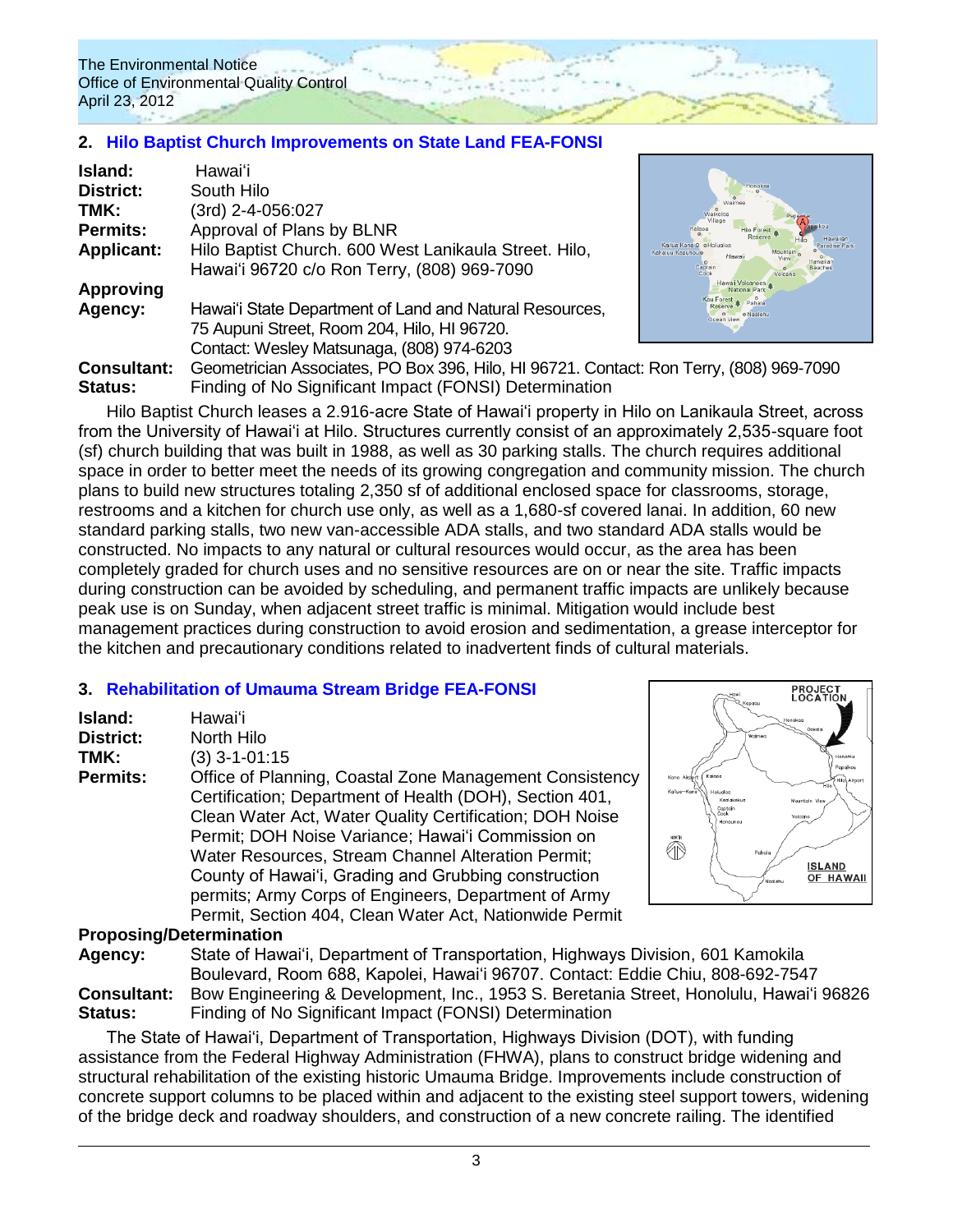## 2. Hilo Baptist Church Improvements on State Land FEA-FONSI

**Island:** Hawaiʻi
**District:** South Hilo
**TMK:** (3rd) 2-4-056:027
**Permits:** Approval of Plans by BLNR
**Applicant:** Hilo Baptist Church. 600 West Lanikaula Street. Hilo, Hawaiʻi 96720 c/o Ron Terry, (808) 969-7090
**Approving Agency:** Hawaiʻi State Department of Land and Natural Resources, 75 Aupuni Street, Room 204, Hilo, HI 96720. Contact: Wesley Matsunaga, (808) 974-6203
**Consultant:** Geometrician Associates, PO Box 396, Hilo, HI 96721. Contact: Ron Terry, (808) 969-7090
**Status:** Finding of No Significant Impact (FONSI) Determination

Hilo Baptist Church leases a 2.916-acre State of Hawaiʻi property in Hilo on Lanikaula Street, across from the University of Hawaiʻi at Hilo. Structures currently consist of an approximately 2,535-square foot (sf) church building that was built in 1988, as well as 30 parking stalls. The church requires additional space in order to better meet the needs of its growing congregation and community mission. The church plans to build new structures totaling 2,350 sf of additional enclosed space for classrooms, storage, restrooms and a kitchen for church use only, as well as a 1,680-sf covered lanai. In addition, 60 new standard parking stalls, two new van-accessible ADA stalls, and two standard ADA stalls would be constructed. No impacts to any natural or cultural resources would occur, as the area has been completely graded for church uses and no sensitive resources are on or near the site. Traffic impacts during construction can be avoided by scheduling, and permanent traffic impacts are unlikely because peak use is on Sunday, when adjacent street traffic is minimal. Mitigation would include best management practices during construction to avoid erosion and sedimentation, a grease interceptor for the kitchen and precautionary conditions related to inadvertent finds of cultural materials.

## 3. Rehabilitation of Umauma Stream Bridge FEA-FONSI

**Island:** Hawaiʻi
**District:** North Hilo
**TMK:** (3) 3-1-01:15
**Permits:** Office of Planning, Coastal Zone Management Consistency Certification; Department of Health (DOH), Section 401, Clean Water Act, Water Quality Certification; DOH Noise Permit; DOH Noise Variance; Hawaiʻi Commission on Water Resources, Stream Channel Alteration Permit; County of Hawaiʻi, Grading and Grubbing construction permits; Army Corps of Engineers, Department of Army Permit, Section 404, Clean Water Act, Nationwide Permit
**Proposing/Determination Agency:** State of Hawaiʻi, Department of Transportation, Highways Division, 601 Kamokila Boulevard, Room 688, Kapolei, Hawaiʻi 96707. Contact: Eddie Chiu, 808-692-7547
**Consultant:** Bow Engineering & Development, Inc., 1953 S. Beretania Street, Honolulu, Hawaiʻi 96826
**Status:** Finding of No Significant Impact (FONSI) Determination

The State of Hawaiʻi, Department of Transportation, Highways Division (DOT), with funding assistance from the Federal Highway Administration (FHWA), plans to construct bridge widening and structural rehabilitation of the existing historic Umauma Bridge. Improvements include construction of concrete support columns to be placed within and adjacent to the existing steel support towers, widening of the bridge deck and roadway shoulders, and construction of a new concrete railing. The identified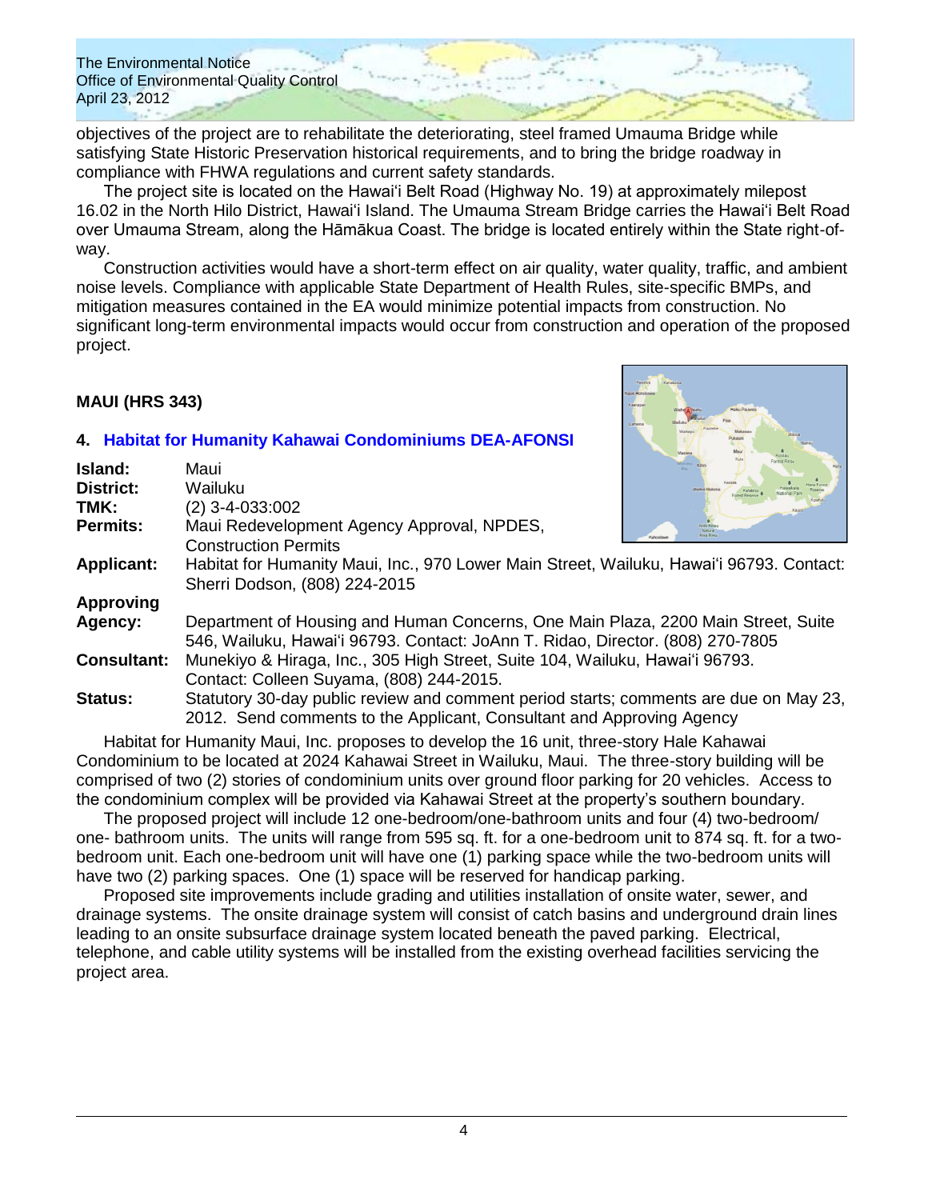objectives of the project are to rehabilitate the deteriorating, steel framed Umauma Bridge while satisfying State Historic Preservation historical requirements, and to bring the bridge roadway in compliance with FHWA regulations and current safety standards.

The project site is located on the Hawaiʻi Belt Road (Highway No. 19) at approximately milepost 16.02 in the North Hilo District, Hawaiʻi Island. The Umauma Stream Bridge carries the Hawaiʻi Belt Road over Umauma Stream, along the Hāmākua Coast. The bridge is located entirely within the State right-of-way.

Construction activities would have a short-term effect on air quality, water quality, traffic, and ambient noise levels. Compliance with applicable State Department of Health Rules, site-specific BMPs, and mitigation measures contained in the EA would minimize potential impacts from construction. No significant long-term environmental impacts would occur from construction and operation of the proposed project.

## MAUI (HRS 343)

### 4. Habitat for Humanity Kahawai Condominiums DEA-AFONSI

| | |
|---|---|
| **Island:** | Maui |
| **District:** | Wailuku |
| **TMK:** | (2) 3-4-033:002 |
| **Permits:** | Maui Redevelopment Agency Approval, NPDES, Construction Permits |
| **Applicant:** | Habitat for Humanity Maui, Inc., 970 Lower Main Street, Wailuku, Hawaiʻi 96793. Contact: Sherri Dodson, (808) 224-2015 |
| **Approving Agency:** | Department of Housing and Human Concerns, One Main Plaza, 2200 Main Street, Suite 546, Wailuku, Hawaiʻi 96793. Contact: JoAnn T. Ridao, Director. (808) 270-7805 |
| **Consultant:** | Munekiyo & Hiraga, Inc., 305 High Street, Suite 104, Wailuku, Hawaiʻi 96793. Contact: Colleen Suyama, (808) 244-2015. |
| **Status:** | Statutory 30-day public review and comment period starts; comments are due on May 23, 2012. Send comments to the Applicant, Consultant and Approving Agency |

Habitat for Humanity Maui, Inc. proposes to develop the 16 unit, three-story Hale Kahawai Condominium to be located at 2024 Kahawai Street in Wailuku, Maui. The three-story building will be comprised of two (2) stories of condominium units over ground floor parking for 20 vehicles. Access to the condominium complex will be provided via Kahawai Street at the property's southern boundary.

The proposed project will include 12 one-bedroom/one-bathroom units and four (4) two-bedroom/ one- bathroom units. The units will range from 595 sq. ft. for a one-bedroom unit to 874 sq. ft. for a two-bedroom unit. Each one-bedroom unit will have one (1) parking space while the two-bedroom units will have two (2) parking spaces. One (1) space will be reserved for handicap parking.

Proposed site improvements include grading and utilities installation of onsite water, sewer, and drainage systems. The onsite drainage system will consist of catch basins and underground drain lines leading to an onsite subsurface drainage system located beneath the paved parking. Electrical, telephone, and cable utility systems will be installed from the existing overhead facilities servicing the project area.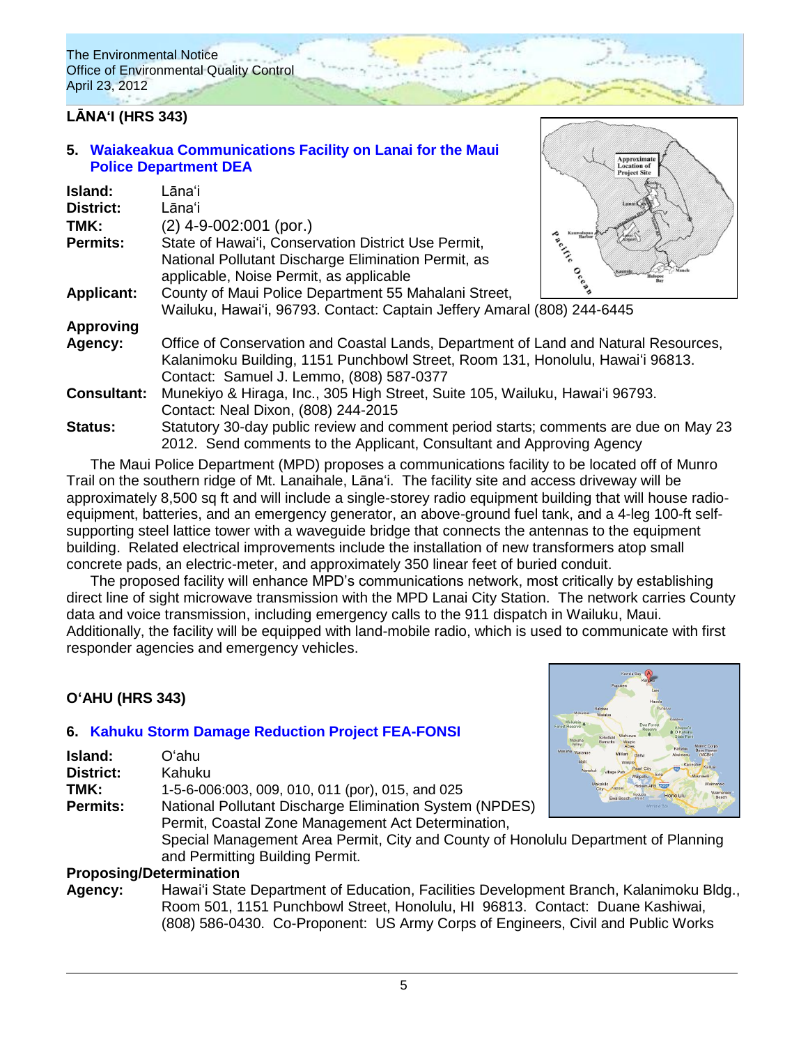## LĀNAʻI (HRS 343)

### 5. Waiakeakua Communications Facility on Lanai for the Maui Police Department DEA

**Island:** Lānaʻi
**District:** Lānaʻi
**TMK:** (2) 4-9-002:001 (por.)
**Permits:** State of Hawaiʻi, Conservation District Use Permit, National Pollutant Discharge Elimination Permit, as applicable, Noise Permit, as applicable
**Applicant:** County of Maui Police Department 55 Mahalani Street, Wailuku, Hawaiʻi, 96793. Contact: Captain Jeffery Amaral (808) 244-6445
**Approving Agency:** Office of Conservation and Coastal Lands, Department of Land and Natural Resources, Kalanimoku Building, 1151 Punchbowl Street, Room 131, Honolulu, Hawaiʻi 96813. Contact: Samuel J. Lemmo, (808) 587-0377
**Consultant:** Munekiyo & Hiraga, Inc., 305 High Street, Suite 105, Wailuku, Hawaiʻi 96793. Contact: Neal Dixon, (808) 244-2015
**Status:** Statutory 30-day public review and comment period starts; comments are due on May 23 2012. Send comments to the Applicant, Consultant and Approving Agency

The Maui Police Department (MPD) proposes a communications facility to be located off of Munro Trail on the southern ridge of Mt. Lanaihale, Lānaʻi. The facility site and access driveway will be approximately 8,500 sq ft and will include a single-storey radio equipment building that will house radio-equipment, batteries, and an emergency generator, an above-ground fuel tank, and a 4-leg 100-ft self-supporting steel lattice tower with a waveguide bridge that connects the antennas to the equipment building. Related electrical improvements include the installation of new transformers atop small concrete pads, an electric-meter, and approximately 350 linear feet of buried conduit.

The proposed facility will enhance MPD's communications network, most critically by establishing direct line of sight microwave transmission with the MPD Lanai City Station. The network carries County data and voice transmission, including emergency calls to the 911 dispatch in Wailuku, Maui. Additionally, the facility will be equipped with land-mobile radio, which is used to communicate with first responder agencies and emergency vehicles.

## OʻAHU (HRS 343)

### 6. Kahuku Storm Damage Reduction Project FEA-FONSI

**Island:** Oʻahu
**District:** Kahuku
**TMK:** 1-5-6-006:003, 009, 010, 011 (por), 015, and 025
**Permits:** National Pollutant Discharge Elimination System (NPDES) Permit, Coastal Zone Management Act Determination, Special Management Area Permit, City and County of Honolulu Department of Planning and Permitting Building Permit.
**Proposing/Determination Agency:** Hawaiʻi State Department of Education, Facilities Development Branch, Kalanimoku Bldg., Room 501, 1151 Punchbowl Street, Honolulu, HI 96813. Contact: Duane Kashiwai, (808) 586-0430. Co-Proponent: US Army Corps of Engineers, Civil and Public Works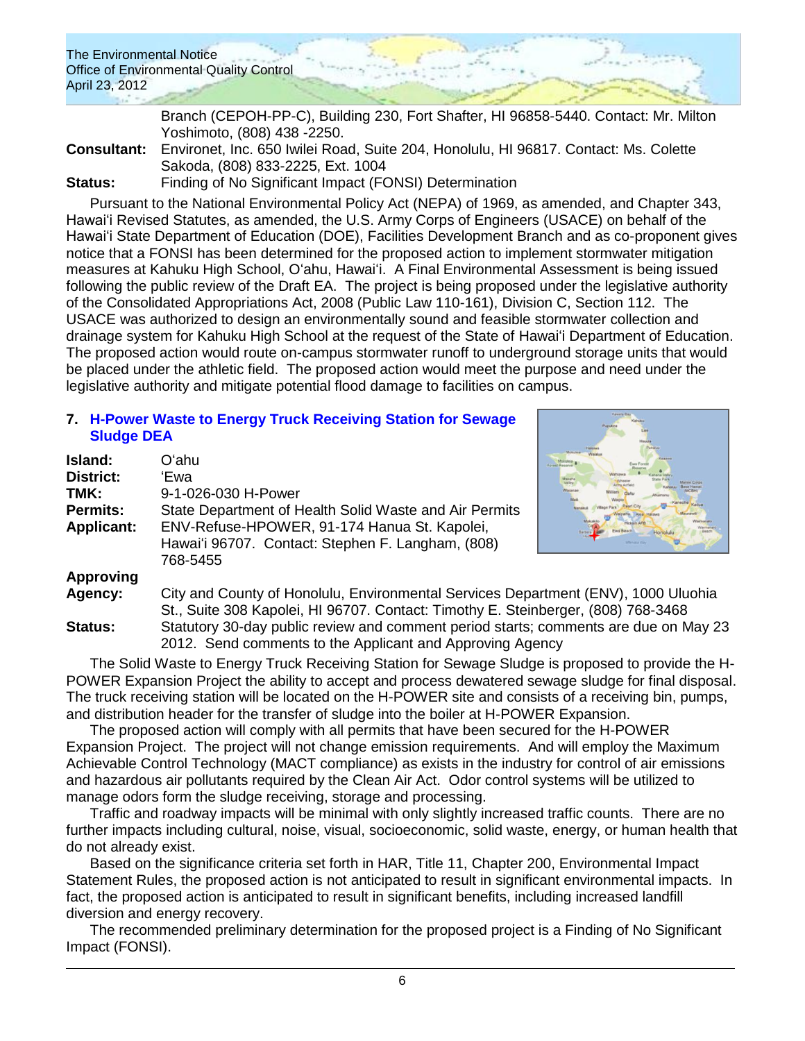Branch (CEPOH-PP-C), Building 230, Fort Shafter, HI 96858-5440. Contact: Mr. Milton Yoshimoto, (808) 438 -2250.

**Consultant:** Environet, Inc. 650 Iwilei Road, Suite 204, Honolulu, HI 96817. Contact: Ms. Colette Sakoda, (808) 833-2225, Ext. 1004

**Status:** Finding of No Significant Impact (FONSI) Determination

Pursuant to the National Environmental Policy Act (NEPA) of 1969, as amended, and Chapter 343, Hawai'i Revised Statutes, as amended, the U.S. Army Corps of Engineers (USACE) on behalf of the Hawai'i State Department of Education (DOE), Facilities Development Branch and as co-proponent gives notice that a FONSI has been determined for the proposed action to implement stormwater mitigation measures at Kahuku High School, O'ahu, Hawai'i. A Final Environmental Assessment is being issued following the public review of the Draft EA. The project is being proposed under the legislative authority of the Consolidated Appropriations Act, 2008 (Public Law 110-161), Division C, Section 112. The USACE was authorized to design an environmentally sound and feasible stormwater collection and drainage system for Kahuku High School at the request of the State of Hawai'i Department of Education. The proposed action would route on-campus stormwater runoff to underground storage units that would be placed under the athletic field. The proposed action would meet the purpose and need under the legislative authority and mitigate potential flood damage to facilities on campus.

## 7. H-Power Waste to Energy Truck Receiving Station for Sewage Sludge DEA

**Island:** O'ahu

**District:** 'Ewa

**TMK:** 9-1-026-030 H-Power

**Permits:** State Department of Health Solid Waste and Air Permits

**Applicant:** ENV-Refuse-HPOWER, 91-174 Hanua St. Kapolei, Hawai'i 96707. Contact: Stephen F. Langham, (808) 768-5455

**Approving Agency:** City and County of Honolulu, Environmental Services Department (ENV), 1000 Uluohia St., Suite 308 Kapolei, HI 96707. Contact: Timothy E. Steinberger, (808) 768-3468

**Status:** Statutory 30-day public review and comment period starts; comments are due on May 23 2012. Send comments to the Applicant and Approving Agency

The Solid Waste to Energy Truck Receiving Station for Sewage Sludge is proposed to provide the H-POWER Expansion Project the ability to accept and process dewatered sewage sludge for final disposal. The truck receiving station will be located on the H-POWER site and consists of a receiving bin, pumps, and distribution header for the transfer of sludge into the boiler at H-POWER Expansion.

The proposed action will comply with all permits that have been secured for the H-POWER Expansion Project. The project will not change emission requirements. And will employ the Maximum Achievable Control Technology (MACT compliance) as exists in the industry for control of air emissions and hazardous air pollutants required by the Clean Air Act. Odor control systems will be utilized to manage odors form the sludge receiving, storage and processing.

Traffic and roadway impacts will be minimal with only slightly increased traffic counts. There are no further impacts including cultural, noise, visual, socioeconomic, solid waste, energy, or human health that do not already exist.

Based on the significance criteria set forth in HAR, Title 11, Chapter 200, Environmental Impact Statement Rules, the proposed action is not anticipated to result in significant environmental impacts. In fact, the proposed action is anticipated to result in significant benefits, including increased landfill diversion and energy recovery.

The recommended preliminary determination for the proposed project is a Finding of No Significant Impact (FONSI).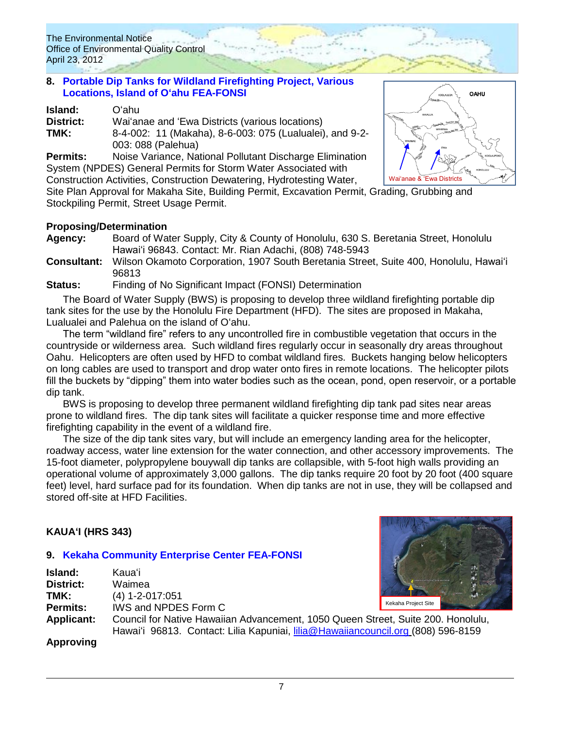## 8. Portable Dip Tanks for Wildland Firefighting Project, Various Locations, Island of O'ahu FEA-FONSI

**Island:** O'ahu
**District:** Wai'anae and 'Ewa Districts (various locations)
**TMK:** 8-4-002: 11 (Makaha), 8-6-003: 075 (Lualualei), and 9-2-003: 088 (Palehua)
**Permits:** Noise Variance, National Pollutant Discharge Elimination System (NPDES) General Permits for Storm Water Associated with Construction Activities, Construction Dewatering, Hydrotesting Water, Site Plan Approval for Makaha Site, Building Permit, Excavation Permit, Grading, Grubbing and Stockpiling Permit, Street Usage Permit.

Wai'anae & 'Ewa Districts

**Proposing/Determination**
**Agency:** Board of Water Supply, City & County of Honolulu, 630 S. Beretania Street, Honolulu Hawai'i 96843. Contact: Mr. Rian Adachi, (808) 748-5943
**Consultant:** Wilson Okamoto Corporation, 1907 South Beretania Street, Suite 400, Honolulu, Hawai'i 96813
**Status:** Finding of No Significant Impact (FONSI) Determination

The Board of Water Supply (BWS) is proposing to develop three wildland firefighting portable dip tank sites for the use by the Honolulu Fire Department (HFD). The sites are proposed in Makaha, Lualualei and Palehua on the island of O'ahu.

The term "wildland fire" refers to any uncontrolled fire in combustible vegetation that occurs in the countryside or wilderness area. Such wildland fires regularly occur in seasonally dry areas throughout Oahu. Helicopters are often used by HFD to combat wildland fires. Buckets hanging below helicopters on long cables are used to transport and drop water onto fires in remote locations. The helicopter pilots fill the buckets by "dipping" them into water bodies such as the ocean, pond, open reservoir, or a portable dip tank.

BWS is proposing to develop three permanent wildland firefighting dip tank pad sites near areas prone to wildland fires. The dip tank sites will facilitate a quicker response time and more effective firefighting capability in the event of a wildland fire.

The size of the dip tank sites vary, but will include an emergency landing area for the helicopter, roadway access, water line extension for the water connection, and other accessory improvements. The 15-foot diameter, polypropylene bouywall dip tanks are collapsible, with 5-foot high walls providing an operational volume of approximately 3,000 gallons. The dip tanks require 20 foot by 20 foot (400 square feet) level, hard surface pad for its foundation. When dip tanks are not in use, they will be collapsed and stored off-site at HFD Facilities.

## KAUA'I (HRS 343)

## 9. Kekaha Community Enterprise Center FEA-FONSI

Kekaha Project Site

**Island:** Kaua'i
**District:** Waimea
**TMK:** (4) 1-2-017:051
**Permits:** IWS and NPDES Form C
**Applicant:** Council for Native Hawaiian Advancement, 1050 Queen Street, Suite 200. Honolulu, Hawai'i 96813. Contact: Lilia Kapuniai, lilia@Hawaiiancouncil.org (808) 596-8159

**Approving**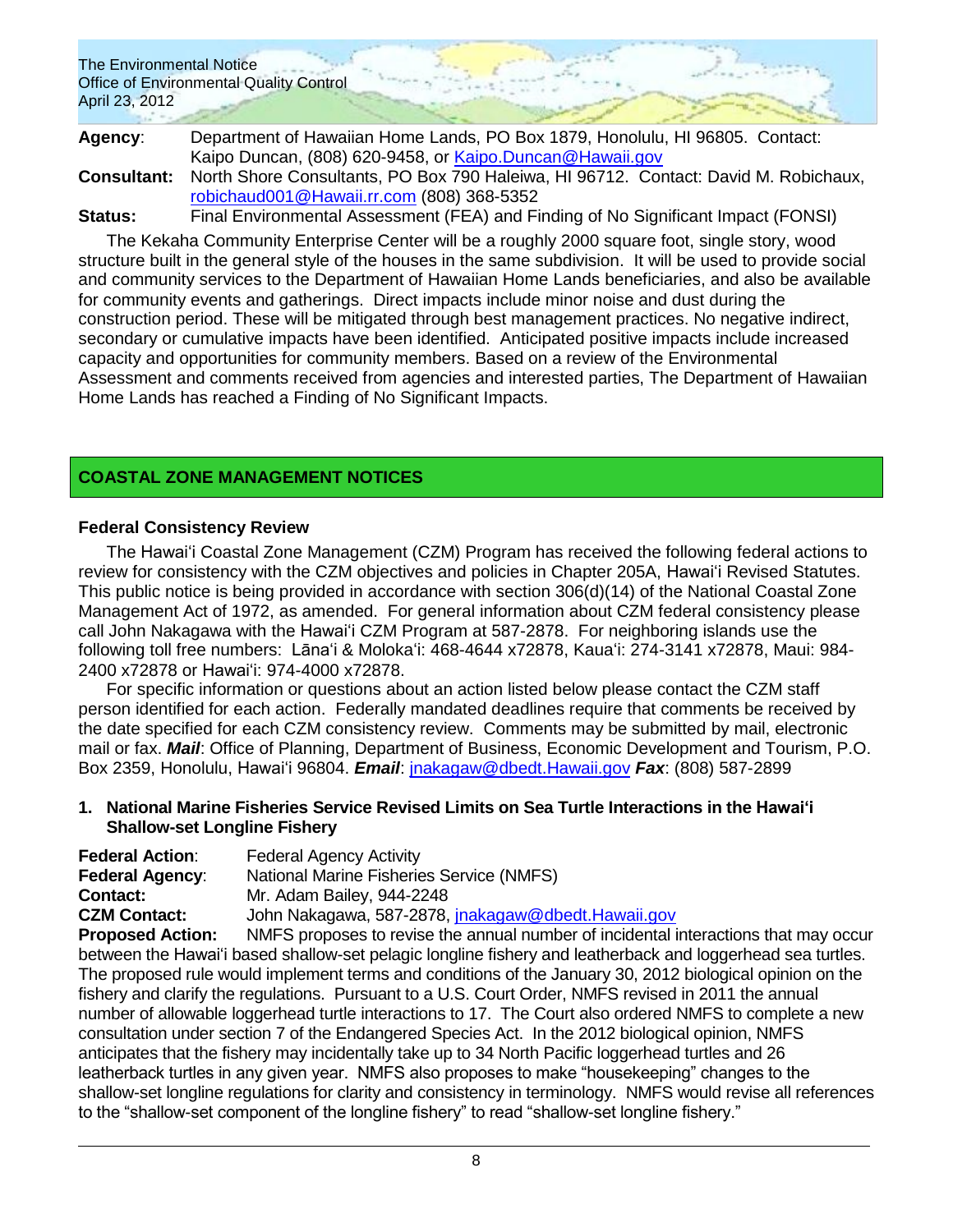**Agency**: Department of Hawaiian Home Lands, PO Box 1879, Honolulu, HI 96805. Contact: Kaipo Duncan, (808) 620-9458, or Kaipo.Duncan@Hawaii.gov

**Consultant:** North Shore Consultants, PO Box 790 Haleiwa, HI 96712. Contact: David M. Robichaux, robichaud001@Hawaii.rr.com (808) 368-5352

**Status:** Final Environmental Assessment (FEA) and Finding of No Significant Impact (FONSI)

The Kekaha Community Enterprise Center will be a roughly 2000 square foot, single story, wood structure built in the general style of the houses in the same subdivision. It will be used to provide social and community services to the Department of Hawaiian Home Lands beneficiaries, and also be available for community events and gatherings. Direct impacts include minor noise and dust during the construction period. These will be mitigated through best management practices. No negative indirect, secondary or cumulative impacts have been identified. Anticipated positive impacts include increased capacity and opportunities for community members. Based on a review of the Environmental Assessment and comments received from agencies and interested parties, The Department of Hawaiian Home Lands has reached a Finding of No Significant Impacts.

## COASTAL ZONE MANAGEMENT NOTICES

### Federal Consistency Review

The Hawaiʻi Coastal Zone Management (CZM) Program has received the following federal actions to review for consistency with the CZM objectives and policies in Chapter 205A, Hawaiʻi Revised Statutes. This public notice is being provided in accordance with section 306(d)(14) of the National Coastal Zone Management Act of 1972, as amended. For general information about CZM federal consistency please call John Nakagawa with the Hawaiʻi CZM Program at 587-2878. For neighboring islands use the following toll free numbers: Lānaʻi & Molokaʻi: 468-4644 x72878, Kauaʻi: 274-3141 x72878, Maui: 984-2400 x72878 or Hawaiʻi: 974-4000 x72878.

For specific information or questions about an action listed below please contact the CZM staff person identified for each action. Federally mandated deadlines require that comments be received by the date specified for each CZM consistency review. Comments may be submitted by mail, electronic mail or fax. ***Mail***: Office of Planning, Department of Business, Economic Development and Tourism, P.O. Box 2359, Honolulu, Hawaiʻi 96804. ***Email***: jnakagaw@dbedt.Hawaii.gov ***Fax***: (808) 587-2899

**1. National Marine Fisheries Service Revised Limits on Sea Turtle Interactions in the Hawaiʻi Shallow-set Longline Fishery**

**Federal Action**: Federal Agency Activity

**Federal Agency**: National Marine Fisheries Service (NMFS)

**Contact:** Mr. Adam Bailey, 944-2248

**CZM Contact:** John Nakagawa, 587-2878, jnakagaw@dbedt.Hawaii.gov

**Proposed Action:** NMFS proposes to revise the annual number of incidental interactions that may occur between the Hawaiʻi based shallow-set pelagic longline fishery and leatherback and loggerhead sea turtles. The proposed rule would implement terms and conditions of the January 30, 2012 biological opinion on the fishery and clarify the regulations. Pursuant to a U.S. Court Order, NMFS revised in 2011 the annual number of allowable loggerhead turtle interactions to 17. The Court also ordered NMFS to complete a new consultation under section 7 of the Endangered Species Act. In the 2012 biological opinion, NMFS anticipates that the fishery may incidentally take up to 34 North Pacific loggerhead turtles and 26 leatherback turtles in any given year. NMFS also proposes to make "housekeeping" changes to the shallow-set longline regulations for clarity and consistency in terminology. NMFS would revise all references to the "shallow-set component of the longline fishery" to read "shallow-set longline fishery."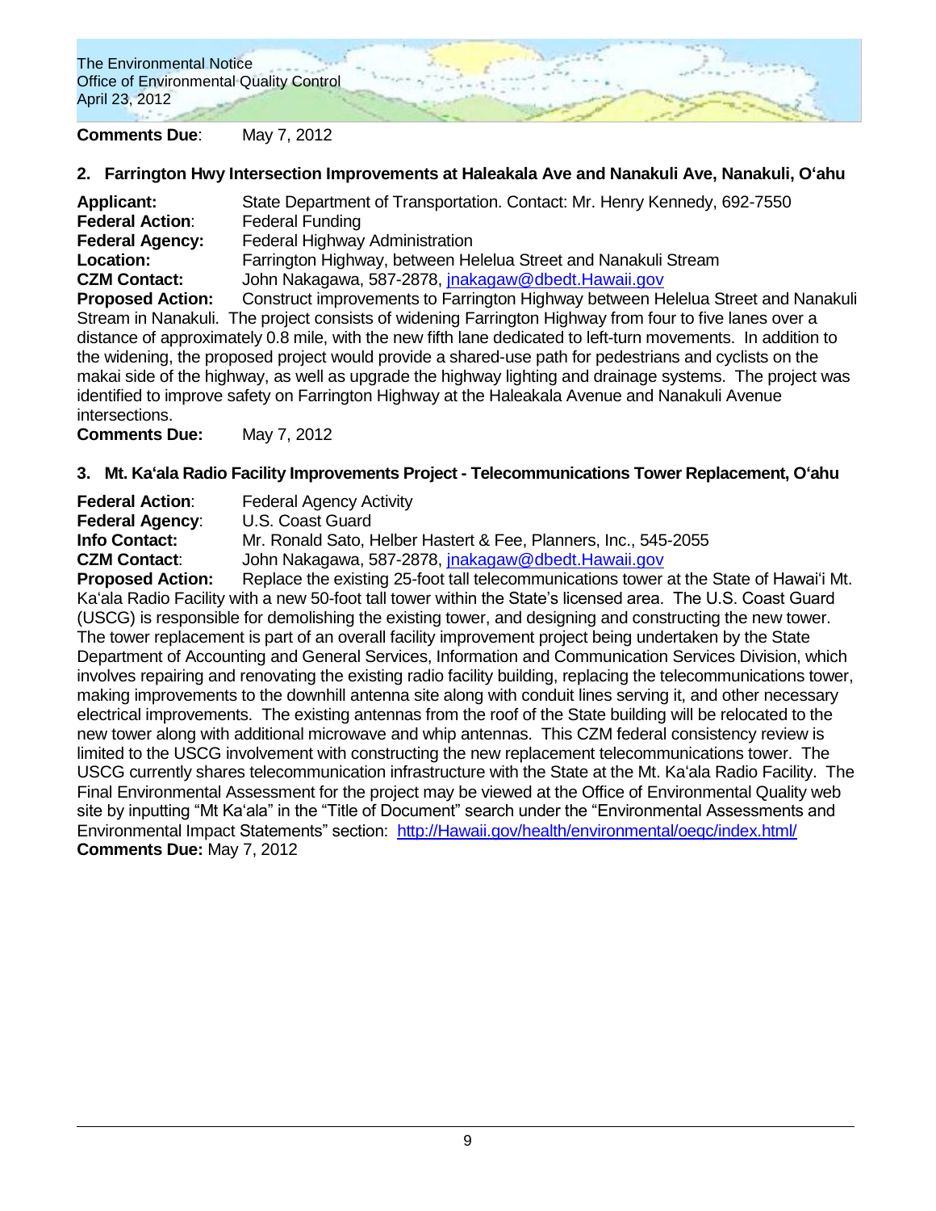**Comments Due**: May 7, 2012

### 2. Farrington Hwy Intersection Improvements at Haleakala Ave and Nanakuli Ave, Nanakuli, O'ahu

**Applicant:** State Department of Transportation. Contact: Mr. Henry Kennedy, 692-7550
**Federal Action**: Federal Funding
**Federal Agency:** Federal Highway Administration
**Location:** Farrington Highway, between Helelua Street and Nanakuli Stream
**CZM Contact:** John Nakagawa, 587-2878, jnakagaw@dbedt.Hawaii.gov
**Proposed Action:** Construct improvements to Farrington Highway between Helelua Street and Nanakuli Stream in Nanakuli. The project consists of widening Farrington Highway from four to five lanes over a distance of approximately 0.8 mile, with the new fifth lane dedicated to left-turn movements. In addition to the widening, the proposed project would provide a shared-use path for pedestrians and cyclists on the makai side of the highway, as well as upgrade the highway lighting and drainage systems. The project was identified to improve safety on Farrington Highway at the Haleakala Avenue and Nanakuli Avenue intersections.
**Comments Due:** May 7, 2012

### 3. Mt. Ka'ala Radio Facility Improvements Project - Telecommunications Tower Replacement, O'ahu

**Federal Action**: Federal Agency Activity
**Federal Agency**: U.S. Coast Guard
**Info Contact:** Mr. Ronald Sato, Helber Hastert & Fee, Planners, Inc., 545-2055
**CZM Contact**: John Nakagawa, 587-2878, jnakagaw@dbedt.Hawaii.gov
**Proposed Action:** Replace the existing 25-foot tall telecommunications tower at the State of Hawai'i Mt. Ka'ala Radio Facility with a new 50-foot tall tower within the State's licensed area. The U.S. Coast Guard (USCG) is responsible for demolishing the existing tower, and designing and constructing the new tower. The tower replacement is part of an overall facility improvement project being undertaken by the State Department of Accounting and General Services, Information and Communication Services Division, which involves repairing and renovating the existing radio facility building, replacing the telecommunications tower, making improvements to the downhill antenna site along with conduit lines serving it, and other necessary electrical improvements. The existing antennas from the roof of the State building will be relocated to the new tower along with additional microwave and whip antennas. This CZM federal consistency review is limited to the USCG involvement with constructing the new replacement telecommunications tower. The USCG currently shares telecommunication infrastructure with the State at the Mt. Ka'ala Radio Facility. The Final Environmental Assessment for the project may be viewed at the Office of Environmental Quality web site by inputting "Mt Ka'ala" in the "Title of Document" search under the "Environmental Assessments and Environmental Impact Statements" section: http://Hawaii.gov/health/environmental/oeqc/index.html/
**Comments Due:** May 7, 2012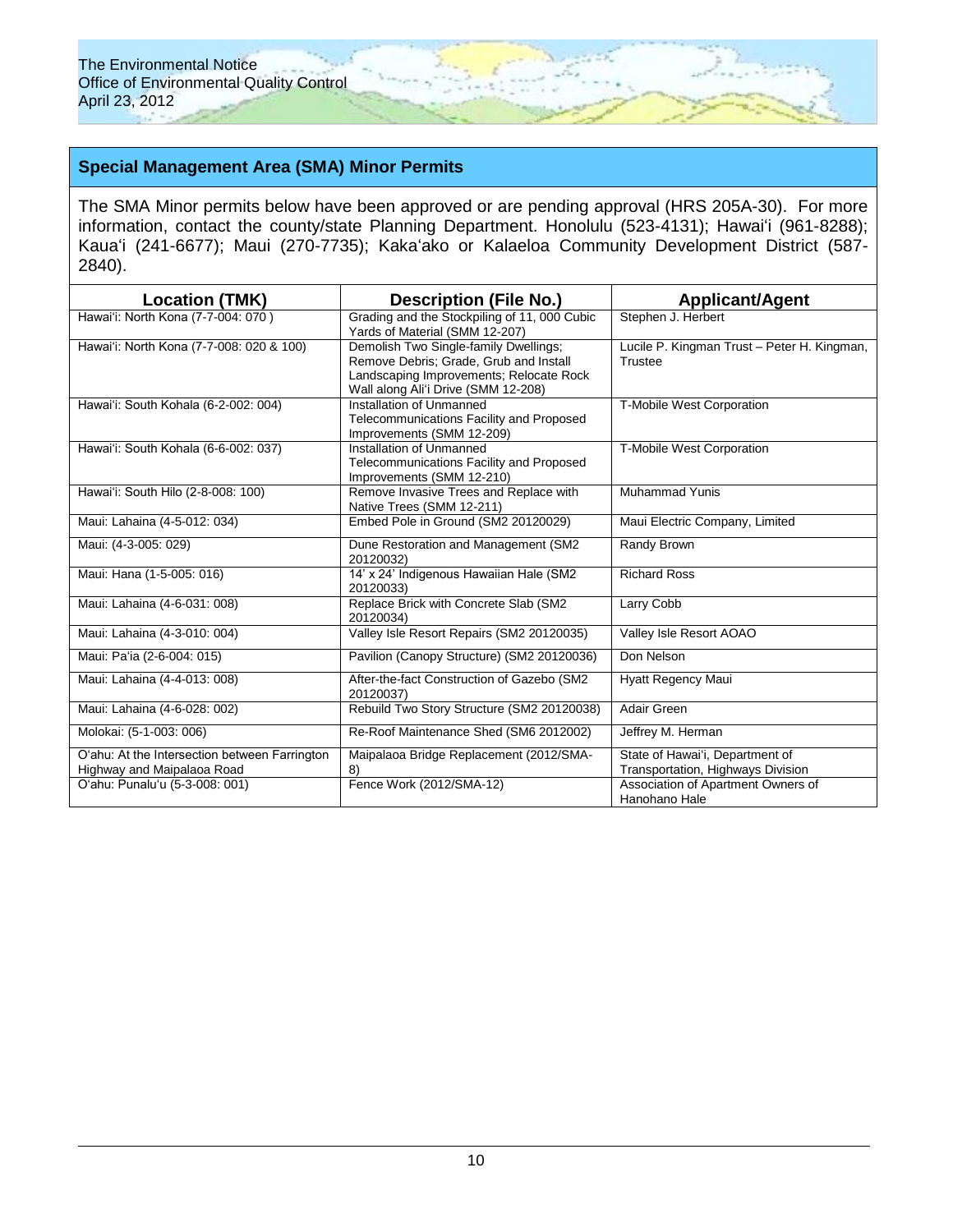## Special Management Area (SMA) Minor Permits

The SMA Minor permits below have been approved or are pending approval (HRS 205A-30). For more information, contact the county/state Planning Department. Honolulu (523-4131); Hawai'i (961-8288); Kaua'i (241-6677); Maui (270-7735); Kaka'ako or Kalaeloa Community Development District (587-2840).

| Location (TMK) | Description (File No.) | Applicant/Agent |
|---|---|---|
| Hawai'i: North Kona (7-7-004: 070 ) | Grading and the Stockpiling of 11, 000 Cubic Yards of Material (SMM 12-207) | Stephen J. Herbert |
| Hawai'i: North Kona (7-7-008: 020 & 100) | Demolish Two Single-family Dwellings; Remove Debris; Grade, Grub and Install Landscaping Improvements; Relocate Rock Wall along Ali'i Drive (SMM 12-208) | Lucile P. Kingman Trust – Peter H. Kingman, Trustee |
| Hawai'i: South Kohala (6-2-002: 004) | Installation of Unmanned Telecommunications Facility and Proposed Improvements (SMM 12-209) | T-Mobile West Corporation |
| Hawai'i: South Kohala (6-6-002: 037) | Installation of Unmanned Telecommunications Facility and Proposed Improvements (SMM 12-210) | T-Mobile West Corporation |
| Hawai'i: South Hilo (2-8-008: 100) | Remove Invasive Trees and Replace with Native Trees (SMM 12-211) | Muhammad Yunis |
| Maui: Lahaina (4-5-012: 034) | Embed Pole in Ground (SM2 20120029) | Maui Electric Company, Limited |
| Maui: (4-3-005: 029) | Dune Restoration and Management (SM2 20120032) | Randy Brown |
| Maui: Hana (1-5-005: 016) | 14' x 24' Indigenous Hawaiian Hale (SM2 20120033) | Richard Ross |
| Maui: Lahaina (4-6-031: 008) | Replace Brick with Concrete Slab (SM2 20120034) | Larry Cobb |
| Maui: Lahaina (4-3-010: 004) | Valley Isle Resort Repairs (SM2 20120035) | Valley Isle Resort AOAO |
| Maui: Pa'ia (2-6-004: 015) | Pavilion (Canopy Structure) (SM2 20120036) | Don Nelson |
| Maui: Lahaina (4-4-013: 008) | After-the-fact Construction of Gazebo (SM2 20120037) | Hyatt Regency Maui |
| Maui: Lahaina (4-6-028: 002) | Rebuild Two Story Structure (SM2 20120038) | Adair Green |
| Molokai: (5-1-003: 006) | Re-Roof Maintenance Shed (SM6 2012002) | Jeffrey M. Herman |
| O'ahu: At the Intersection between Farrington Highway and Maipalaoa Road | Maipalaoa Bridge Replacement (2012/SMA-8) | State of Hawai'i, Department of Transportation, Highways Division |
| O'ahu: Punalu'u (5-3-008: 001) | Fence Work (2012/SMA-12) | Association of Apartment Owners of Hanohano Hale |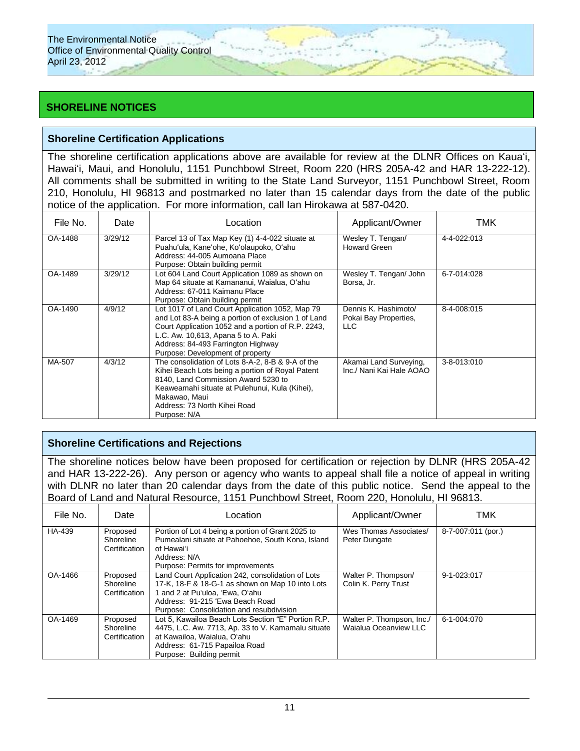## SHORELINE NOTICES

### Shoreline Certification Applications

The shoreline certification applications above are available for review at the DLNR Offices on Kaua'i, Hawai'i, Maui, and Honolulu, 1151 Punchbowl Street, Room 220 (HRS 205A-42 and HAR 13-222-12). All comments shall be submitted in writing to the State Land Surveyor, 1151 Punchbowl Street, Room 210, Honolulu, HI 96813 and postmarked no later than 15 calendar days from the date of the public notice of the application. For more information, call Ian Hirokawa at 587-0420.

| File No. | Date | Location | Applicant/Owner | TMK |
|---|---|---|---|---|
| OA-1488 | 3/29/12 | Parcel 13 of Tax Map Key (1) 4-4-022 situate at Puahu'ula, Kane'ohe, Ko'olaupoko, O'ahu<br>Address: 44-005 Aumoana Place<br>Purpose: Obtain building permit | Wesley T. Tengan/ Howard Green | 4-4-022:013 |
| OA-1489 | 3/29/12 | Lot 604 Land Court Application 1089 as shown on Map 64 situate at Kamananui, Waialua, O'ahu<br>Address: 67-011 Kaimanu Place<br>Purpose: Obtain building permit | Wesley T. Tengan/ John Borsa, Jr. | 6-7-014:028 |
| OA-1490 | 4/9/12 | Lot 1017 of Land Court Application 1052, Map 79 and Lot 83-A being a portion of exclusion 1 of Land Court Application 1052 and a portion of R.P. 2243, L.C. Aw. 10,613, Apana 5 to A. Paki<br>Address: 84-493 Farrington Highway<br>Purpose: Development of property | Dennis K. Hashimoto/ Pokai Bay Properties, LLC | 8-4-008:015 |
| MA-507 | 4/3/12 | The consolidation of Lots 8-A-2, 8-B & 9-A of the Kihei Beach Lots being a portion of Royal Patent 8140, Land Commission Award 5230 to Keaweamahi situate at Pulehunui, Kula (Kihei), Makawao, Maui<br>Address: 73 North Kihei Road<br>Purpose: N/A | Akamai Land Surveying, Inc./ Nani Kai Hale AOAO | 3-8-013:010 |

### Shoreline Certifications and Rejections

The shoreline notices below have been proposed for certification or rejection by DLNR (HRS 205A-42 and HAR 13-222-26). Any person or agency who wants to appeal shall file a notice of appeal in writing with DLNR no later than 20 calendar days from the date of this public notice. Send the appeal to the Board of Land and Natural Resource, 1151 Punchbowl Street, Room 220, Honolulu, HI 96813.

| File No. | Date | Location | Applicant/Owner | TMK |
|---|---|---|---|---|
| HA-439 | Proposed Shoreline Certification | Portion of Lot 4 being a portion of Grant 2025 to Pumealani situate at Pahoehoe, South Kona, Island of Hawai'i<br>Address: N/A<br>Purpose: Permits for improvements | Wes Thomas Associates/ Peter Dungate | 8-7-007:011 (por.) |
| OA-1466 | Proposed Shoreline Certification | Land Court Application 242, consolidation of Lots 17-K, 18-F & 18-G-1 as shown on Map 10 into Lots 1 and 2 at Pu'uloa, 'Ewa, O'ahu<br>Address: 91-215 'Ewa Beach Road<br>Purpose: Consolidation and resubdivision | Walter P. Thompson/ Colin K. Perry Trust | 9-1-023:017 |
| OA-1469 | Proposed Shoreline Certification | Lot 5, Kawailoa Beach Lots Section "E" Portion R.P. 4475, L.C. Aw. 7713, Ap. 33 to V. Kamamalu situate at Kawailoa, Waialua, O'ahu<br>Address: 61-715 Papailoa Road<br>Purpose: Building permit | Walter P. Thompson, Inc./ Waialua Oceanview LLC | 6-1-004:070 |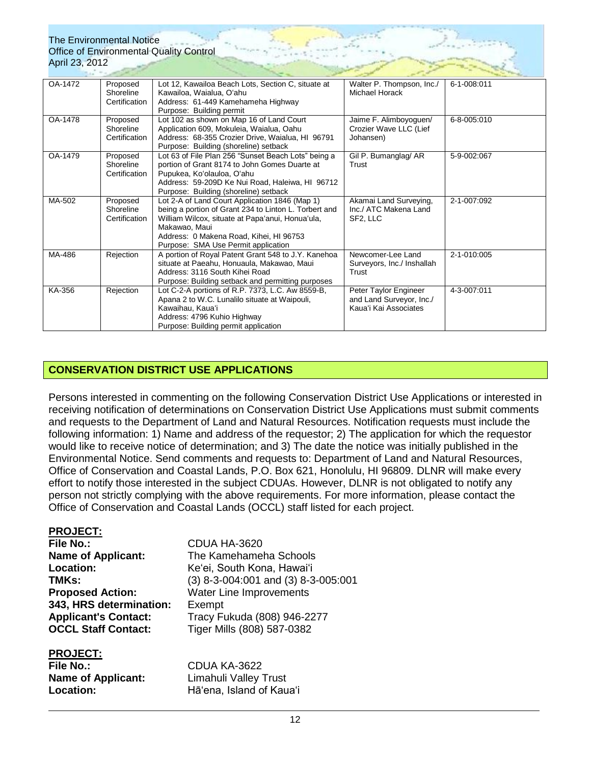| OA-1472 | Proposed Shoreline Certification | Lot 12, Kawailoa Beach Lots, Section C, situate at Kawailoa, Waialua, O'ahu<br>Address: 61-449 Kamehameha Highway<br>Purpose: Building permit | Walter P. Thompson, Inc./ Michael Horack | 6-1-008:011 |
|---|---|---|---|---|
| OA-1478 | Proposed Shoreline Certification | Lot 102 as shown on Map 16 of Land Court Application 609, Mokuleia, Waialua, Oahu<br>Address: 68-355 Crozier Drive, Waialua, HI 96791<br>Purpose: Building (shoreline) setback | Jaime F. Alimboyoguen/ Crozier Wave LLC (Lief Johansen) | 6-8-005:010 |
| OA-1479 | Proposed Shoreline Certification | Lot 63 of File Plan 256 "Sunset Beach Lots" being a portion of Grant 8174 to John Gomes Duarte at Pupukea, Ko'olauloa, O'ahu<br>Address: 59-209D Ke Nui Road, Haleiwa, HI 96712<br>Purpose: Building (shoreline) setback | Gil P. Bumanglag/ AR Trust | 5-9-002:067 |
| MA-502 | Proposed Shoreline Certification | Lot 2-A of Land Court Application 1846 (Map 1) being a portion of Grant 234 to Linton L. Torbert and William Wilcox, situate at Papa'anui, Honua'ula, Makawao, Maui<br>Address: 0 Makena Road, Kihei, HI 96753<br>Purpose: SMA Use Permit application | Akamai Land Surveying, Inc./ ATC Makena Land SF2, LLC | 2-1-007:092 |
| MA-486 | Rejection | A portion of Royal Patent Grant 548 to J.Y. Kanehoa situate at Paeahu, Honuaula, Makawao, Maui<br>Address: 3116 South Kihei Road<br>Purpose: Building setback and permitting purposes | Newcomer-Lee Land Surveyors, Inc./ Inshallah Trust | 2-1-010:005 |
| KA-356 | Rejection | Lot C-2-A portions of R.P. 7373, L.C. Aw 8559-B, Apana 2 to W.C. Lunalilo situate at Waipouli, Kawaihau, Kaua'i<br>Address: 4796 Kuhio Highway<br>Purpose: Building permit application | Peter Taylor Engineer and Land Surveyor, Inc./ Kaua'i Kai Associates | 4-3-007:011 |

## CONSERVATION DISTRICT USE APPLICATIONS

Persons interested in commenting on the following Conservation District Use Applications or interested in receiving notification of determinations on Conservation District Use Applications must submit comments and requests to the Department of Land and Natural Resources. Notification requests must include the following information: 1) Name and address of the requestor; 2) The application for which the requestor would like to receive notice of determination; and 3) The date the notice was initially published in the Environmental Notice. Send comments and requests to: Department of Land and Natural Resources, Office of Conservation and Coastal Lands, P.O. Box 621, Honolulu, HI 96809. DLNR will make every effort to notify those interested in the subject CDUAs. However, DLNR is not obligated to notify any person not strictly complying with the above requirements. For more information, please contact the Office of Conservation and Coastal Lands (OCCL) staff listed for each project.

**PROJECT:**

**File No.:** CDUA HA-3620
**Name of Applicant:** The Kamehameha Schools
**Location:** Ke'ei, South Kona, Hawai'i
**TMKs:** (3) 8-3-004:001 and (3) 8-3-005:001
**Proposed Action:** Water Line Improvements
**343, HRS determination:** Exempt
**Applicant's Contact:** Tracy Fukuda (808) 946-2277
**OCCL Staff Contact:** Tiger Mills (808) 587-0382

**PROJECT:**

**File No.:** CDUA KA-3622
**Name of Applicant:** Limahuli Valley Trust
**Location:** Hā'ena, Island of Kaua'i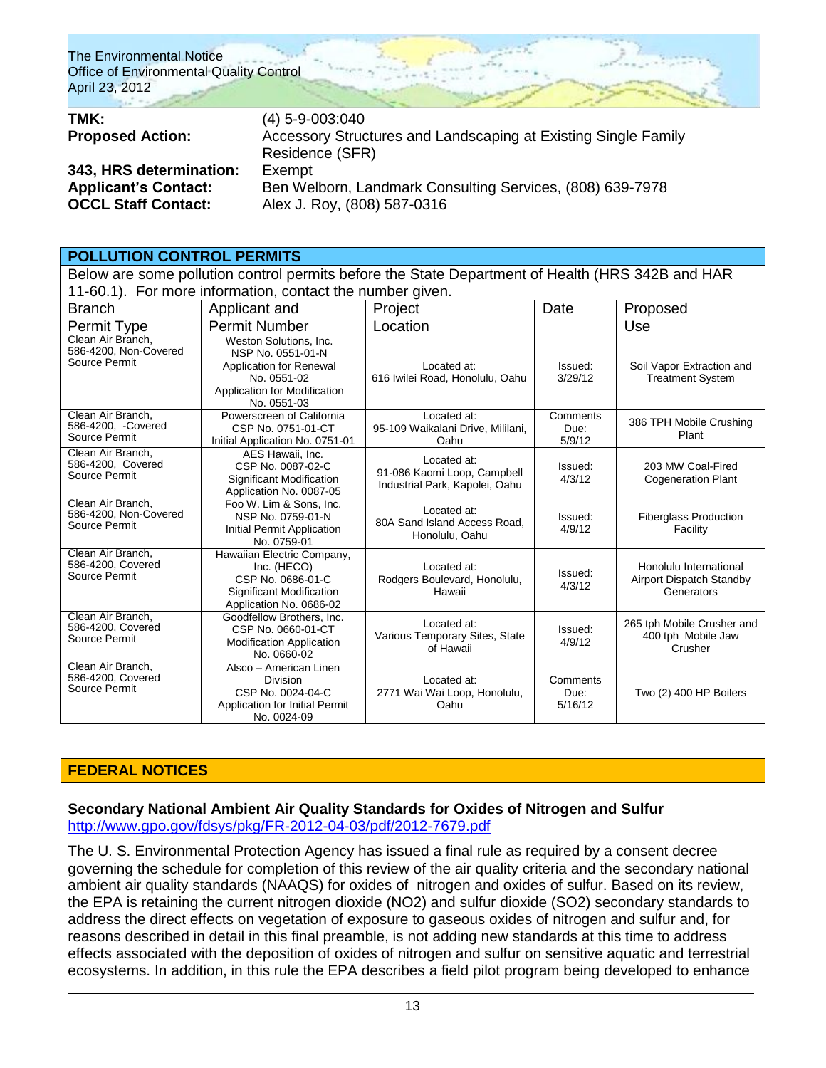| | |
|---|---|
| **TMK:** | (4) 5-9-003:040 |
| **Proposed Action:** | Accessory Structures and Landscaping at Existing Single Family Residence (SFR) |
| **343, HRS determination:** | Exempt |
| **Applicant's Contact:** | Ben Welborn, Landmark Consulting Services, (808) 639-7978 |
| **OCCL Staff Contact:** | Alex J. Roy, (808) 587-0316 |

## POLLUTION CONTROL PERMITS

Below are some pollution control permits before the State Department of Health (HRS 342B and HAR 11-60.1). For more information, contact the number given.

| Branch Permit Type | Applicant and Permit Number | Project Location | Date | Proposed Use |
|---|---|---|---|---|
| Clean Air Branch, 586-4200, Non-Covered Source Permit | Weston Solutions, Inc. NSP No. 0551-01-N Application for Renewal No. 0551-02 Application for Modification No. 0551-03 | Located at: 616 Iwilei Road, Honolulu, Oahu | Issued: 3/29/12 | Soil Vapor Extraction and Treatment System |
| Clean Air Branch, 586-4200, -Covered Source Permit | Powerscreen of California CSP No. 0751-01-CT Initial Application No. 0751-01 | Located at: 95-109 Waikalani Drive, Mililani, Oahu | Comments Due: 5/9/12 | 386 TPH Mobile Crushing Plant |
| Clean Air Branch, 586-4200, Covered Source Permit | AES Hawaii, Inc. CSP No. 0087-02-C Significant Modification Application No. 0087-05 | Located at: 91-086 Kaomi Loop, Campbell Industrial Park, Kapolei, Oahu | Issued: 4/3/12 | 203 MW Coal-Fired Cogeneration Plant |
| Clean Air Branch, 586-4200, Non-Covered Source Permit | Foo W. Lim & Sons, Inc. NSP No. 0759-01-N Initial Permit Application No. 0759-01 | Located at: 80A Sand Island Access Road, Honolulu, Oahu | Issued: 4/9/12 | Fiberglass Production Facility |
| Clean Air Branch, 586-4200, Covered Source Permit | Hawaiian Electric Company, Inc. (HECO) CSP No. 0686-01-C Significant Modification Application No. 0686-02 | Located at: Rodgers Boulevard, Honolulu, Hawaii | Issued: 4/3/12 | Honolulu International Airport Dispatch Standby Generators |
| Clean Air Branch, 586-4200, Covered Source Permit | Goodfellow Brothers, Inc. CSP No. 0660-01-CT Modification Application No. 0660-02 | Located at: Various Temporary Sites, State of Hawaii | Issued: 4/9/12 | 265 tph Mobile Crusher and 400 tph Mobile Jaw Crusher |
| Clean Air Branch, 586-4200, Covered Source Permit | Alsco – American Linen Division CSP No. 0024-04-C Application for Initial Permit No. 0024-09 | Located at: 2771 Wai Wai Loop, Honolulu, Oahu | Comments Due: 5/16/12 | Two (2) 400 HP Boilers |

## FEDERAL NOTICES

### Secondary National Ambient Air Quality Standards for Oxides of Nitrogen and Sulfur

http://www.gpo.gov/fdsys/pkg/FR-2012-04-03/pdf/2012-7679.pdf

The U. S. Environmental Protection Agency has issued a final rule as required by a consent decree governing the schedule for completion of this review of the air quality criteria and the secondary national ambient air quality standards (NAAQS) for oxides of nitrogen and oxides of sulfur. Based on its review, the EPA is retaining the current nitrogen dioxide ($NO_2$) and sulfur dioxide ($SO_2$) secondary standards to address the direct effects on vegetation of exposure to gaseous oxides of nitrogen and sulfur and, for reasons described in detail in this final preamble, is not adding new standards at this time to address effects associated with the deposition of oxides of nitrogen and sulfur on sensitive aquatic and terrestrial ecosystems. In addition, in this rule the EPA describes a field pilot program being developed to enhance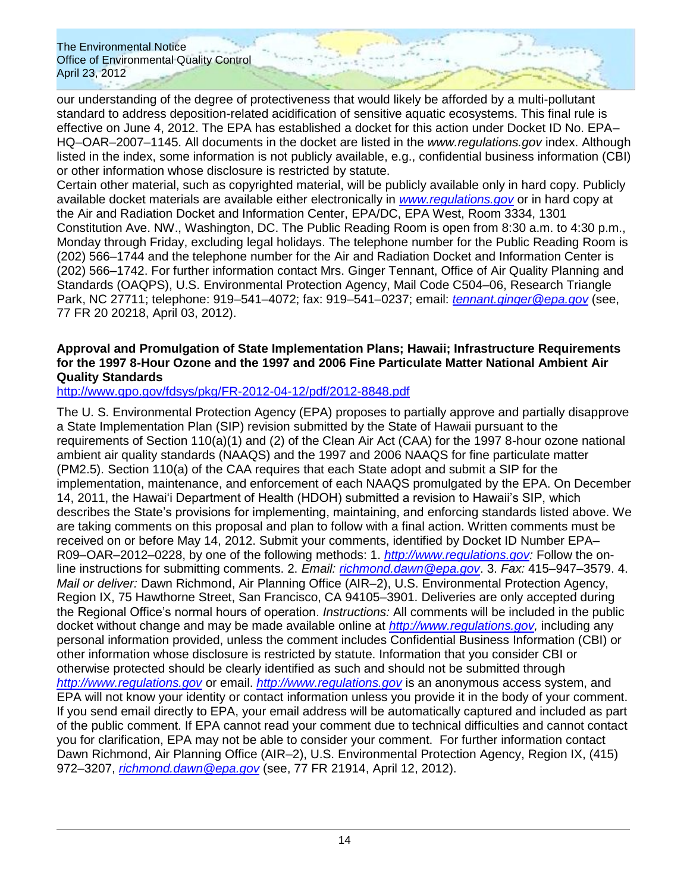our understanding of the degree of protectiveness that would likely be afforded by a multi-pollutant standard to address deposition-related acidification of sensitive aquatic ecosystems. This final rule is effective on June 4, 2012. The EPA has established a docket for this action under Docket ID No. EPA–HQ–OAR–2007–1145. All documents in the docket are listed in the *www.regulations.gov* index. Although listed in the index, some information is not publicly available, e.g., confidential business information (CBI) or other information whose disclosure is restricted by statute.

Certain other material, such as copyrighted material, will be publicly available only in hard copy. Publicly available docket materials are available either electronically in *www.regulations.gov* or in hard copy at the Air and Radiation Docket and Information Center, EPA/DC, EPA West, Room 3334, 1301 Constitution Ave. NW., Washington, DC. The Public Reading Room is open from 8:30 a.m. to 4:30 p.m., Monday through Friday, excluding legal holidays. The telephone number for the Public Reading Room is (202) 566–1744 and the telephone number for the Air and Radiation Docket and Information Center is (202) 566–1742. For further information contact Mrs. Ginger Tennant, Office of Air Quality Planning and Standards (OAQPS), U.S. Environmental Protection Agency, Mail Code C504–06, Research Triangle Park, NC 27711; telephone: 919–541–4072; fax: 919–541–0237; email: *tennant.ginger@epa.gov* (see, 77 FR 20 20218, April 03, 2012).

**Approval and Promulgation of State Implementation Plans; Hawaii; Infrastructure Requirements for the 1997 8-Hour Ozone and the 1997 and 2006 Fine Particulate Matter National Ambient Air Quality Standards**

http://www.gpo.gov/fdsys/pkg/FR-2012-04-12/pdf/2012-8848.pdf

The U. S. Environmental Protection Agency (EPA) proposes to partially approve and partially disapprove a State Implementation Plan (SIP) revision submitted by the State of Hawaii pursuant to the requirements of Section 110(a)(1) and (2) of the Clean Air Act (CAA) for the 1997 8-hour ozone national ambient air quality standards (NAAQS) and the 1997 and 2006 NAAQS for fine particulate matter (PM2.5). Section 110(a) of the CAA requires that each State adopt and submit a SIP for the implementation, maintenance, and enforcement of each NAAQS promulgated by the EPA. On December 14, 2011, the Hawai'i Department of Health (HDOH) submitted a revision to Hawaii's SIP, which describes the State's provisions for implementing, maintaining, and enforcing standards listed above. We are taking comments on this proposal and plan to follow with a final action. Written comments must be received on or before May 14, 2012. Submit your comments, identified by Docket ID Number EPA–R09–OAR–2012–0228, by one of the following methods: 1. *http://www.regulations.gov:* Follow the on-line instructions for submitting comments. 2. *Email: richmond.dawn@epa.gov*. 3. *Fax:* 415–947–3579. 4. *Mail or deliver:* Dawn Richmond, Air Planning Office (AIR–2), U.S. Environmental Protection Agency, Region IX, 75 Hawthorne Street, San Francisco, CA 94105–3901. Deliveries are only accepted during the Regional Office's normal hours of operation. *Instructions:* All comments will be included in the public docket without change and may be made available online at *http://www.regulations.gov,* including any personal information provided, unless the comment includes Confidential Business Information (CBI) or other information whose disclosure is restricted by statute. Information that you consider CBI or otherwise protected should be clearly identified as such and should not be submitted through *http://www.regulations.gov* or email. *http://www.regulations.gov* is an anonymous access system, and EPA will not know your identity or contact information unless you provide it in the body of your comment. If you send email directly to EPA, your email address will be automatically captured and included as part of the public comment. If EPA cannot read your comment due to technical difficulties and cannot contact you for clarification, EPA may not be able to consider your comment. For further information contact Dawn Richmond, Air Planning Office (AIR–2), U.S. Environmental Protection Agency, Region IX, (415) 972–3207, *richmond.dawn@epa.gov* (see, 77 FR 21914, April 12, 2012).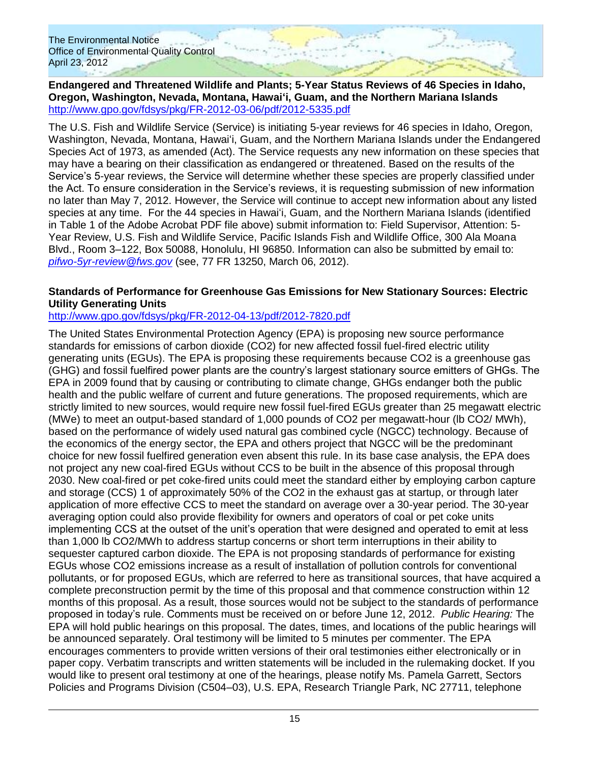**Endangered and Threatened Wildlife and Plants; 5-Year Status Reviews of 46 Species in Idaho, Oregon, Washington, Nevada, Montana, Hawaiʻi, Guam, and the Northern Mariana Islands**
http://www.gpo.gov/fdsys/pkg/FR-2012-03-06/pdf/2012-5335.pdf

The U.S. Fish and Wildlife Service (Service) is initiating 5-year reviews for 46 species in Idaho, Oregon, Washington, Nevada, Montana, Hawaiʻi, Guam, and the Northern Mariana Islands under the Endangered Species Act of 1973, as amended (Act). The Service requests any new information on these species that may have a bearing on their classification as endangered or threatened. Based on the results of the Service's 5-year reviews, the Service will determine whether these species are properly classified under the Act. To ensure consideration in the Service's reviews, it is requesting submission of new information no later than May 7, 2012. However, the Service will continue to accept new information about any listed species at any time. For the 44 species in Hawaiʻi, Guam, and the Northern Mariana Islands (identified in Table 1 of the Adobe Acrobat PDF file above) submit information to: Field Supervisor, Attention: 5-Year Review, U.S. Fish and Wildlife Service, Pacific Islands Fish and Wildlife Office, 300 Ala Moana Blvd., Room 3–122, Box 50088, Honolulu, HI 96850. Information can also be submitted by email to: *pifwo-5yr-review@fws.gov* (see, 77 FR 13250, March 06, 2012).

**Standards of Performance for Greenhouse Gas Emissions for New Stationary Sources: Electric Utility Generating Units**
http://www.gpo.gov/fdsys/pkg/FR-2012-04-13/pdf/2012-7820.pdf

The United States Environmental Protection Agency (EPA) is proposing new source performance standards for emissions of carbon dioxide ($CO_2$) for new affected fossil fuel-fired electric utility generating units (EGUs). The EPA is proposing these requirements because $CO_2$ is a greenhouse gas (GHG) and fossil fuelfired power plants are the country's largest stationary source emitters of GHGs. The EPA in 2009 found that by causing or contributing to climate change, GHGs endanger both the public health and the public welfare of current and future generations. The proposed requirements, which are strictly limited to new sources, would require new fossil fuel-fired EGUs greater than 25 megawatt electric (MWe) to meet an output-based standard of 1,000 pounds of $CO_2$ per megawatt-hour (lb $CO_2$/ MWh), based on the performance of widely used natural gas combined cycle (NGCC) technology. Because of the economics of the energy sector, the EPA and others project that NGCC will be the predominant choice for new fossil fuelfired generation even absent this rule. In its base case analysis, the EPA does not project any new coal-fired EGUs without CCS to be built in the absence of this proposal through 2030. New coal-fired or pet coke-fired units could meet the standard either by employing carbon capture and storage (CCS) 1 of approximately 50% of the $CO_2$ in the exhaust gas at startup, or through later application of more effective CCS to meet the standard on average over a 30-year period. The 30-year averaging option could also provide flexibility for owners and operators of coal or pet coke units implementing CCS at the outset of the unit's operation that were designed and operated to emit at less than 1,000 lb $CO_2$/MWh to address startup concerns or short term interruptions in their ability to sequester captured carbon dioxide. The EPA is not proposing standards of performance for existing EGUs whose $CO_2$ emissions increase as a result of installation of pollution controls for conventional pollutants, or for proposed EGUs, which are referred to here as transitional sources, that have acquired a complete preconstruction permit by the time of this proposal and that commence construction within 12 months of this proposal. As a result, those sources would not be subject to the standards of performance proposed in today's rule. Comments must be received on or before June 12, 2012. *Public Hearing:* The EPA will hold public hearings on this proposal. The dates, times, and locations of the public hearings will be announced separately. Oral testimony will be limited to 5 minutes per commenter. The EPA encourages commenters to provide written versions of their oral testimonies either electronically or in paper copy. Verbatim transcripts and written statements will be included in the rulemaking docket. If you would like to present oral testimony at one of the hearings, please notify Ms. Pamela Garrett, Sectors Policies and Programs Division (C504–03), U.S. EPA, Research Triangle Park, NC 27711, telephone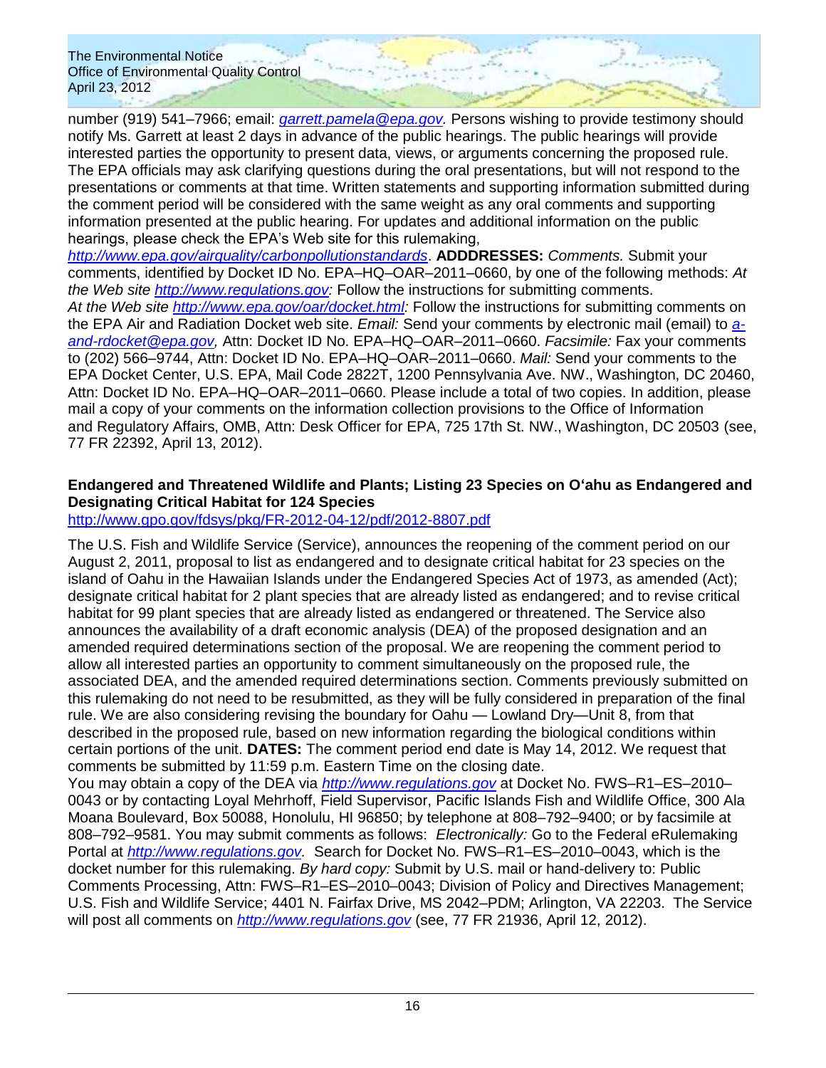number (919) 541–7966; email: *garrett.pamela@epa.gov.* Persons wishing to provide testimony should notify Ms. Garrett at least 2 days in advance of the public hearings. The public hearings will provide interested parties the opportunity to present data, views, or arguments concerning the proposed rule. The EPA officials may ask clarifying questions during the oral presentations, but will not respond to the presentations or comments at that time. Written statements and supporting information submitted during the comment period will be considered with the same weight as any oral comments and supporting information presented at the public hearing. For updates and additional information on the public hearings, please check the EPA's Web site for this rulemaking, *http://www.epa.gov/airquality/carbonpollutionstandards*. **ADDDRESSES:** *Comments.* Submit your comments, identified by Docket ID No. EPA–HQ–OAR–2011–0660, by one of the following methods: *At the Web site* http://www.regulations.gov*:* Follow the instructions for submitting comments. *At the Web site* http://www.epa.gov/oar/docket.html*:* Follow the instructions for submitting comments on the EPA Air and Radiation Docket web site. *Email:* Send your comments by electronic mail (email) to *a-and-rdocket@epa.gov,* Attn: Docket ID No. EPA–HQ–OAR–2011–0660. *Facsimile:* Fax your comments to (202) 566–9744, Attn: Docket ID No. EPA–HQ–OAR–2011–0660. *Mail:* Send your comments to the EPA Docket Center, U.S. EPA, Mail Code 2822T, 1200 Pennsylvania Ave. NW., Washington, DC 20460, Attn: Docket ID No. EPA–HQ–OAR–2011–0660. Please include a total of two copies. In addition, please mail a copy of your comments on the information collection provisions to the Office of Information and Regulatory Affairs, OMB, Attn: Desk Officer for EPA, 725 17th St. NW., Washington, DC 20503 (see, 77 FR 22392, April 13, 2012).

**Endangered and Threatened Wildlife and Plants; Listing 23 Species on O'ahu as Endangered and Designating Critical Habitat for 124 Species**

http://www.gpo.gov/fdsys/pkg/FR-2012-04-12/pdf/2012-8807.pdf

The U.S. Fish and Wildlife Service (Service), announces the reopening of the comment period on our August 2, 2011, proposal to list as endangered and to designate critical habitat for 23 species on the island of Oahu in the Hawaiian Islands under the Endangered Species Act of 1973, as amended (Act); designate critical habitat for 2 plant species that are already listed as endangered; and to revise critical habitat for 99 plant species that are already listed as endangered or threatened. The Service also announces the availability of a draft economic analysis (DEA) of the proposed designation and an amended required determinations section of the proposal. We are reopening the comment period to allow all interested parties an opportunity to comment simultaneously on the proposed rule, the associated DEA, and the amended required determinations section. Comments previously submitted on this rulemaking do not need to be resubmitted, as they will be fully considered in preparation of the final rule. We are also considering revising the boundary for Oahu — Lowland Dry—Unit 8, from that described in the proposed rule, based on new information regarding the biological conditions within certain portions of the unit. **DATES:** The comment period end date is May 14, 2012. We request that comments be submitted by 11:59 p.m. Eastern Time on the closing date.
You may obtain a copy of the DEA via *http://www.regulations.gov* at Docket No. FWS–R1–ES–2010–0043 or by contacting Loyal Mehrhoff, Field Supervisor, Pacific Islands Fish and Wildlife Office, 300 Ala Moana Boulevard, Box 50088, Honolulu, HI 96850; by telephone at 808–792–9400; or by facsimile at 808–792–9581. You may submit comments as follows: *Electronically:* Go to the Federal eRulemaking Portal at *http://www.regulations.gov.* Search for Docket No. FWS–R1–ES–2010–0043, which is the docket number for this rulemaking. *By hard copy:* Submit by U.S. mail or hand-delivery to: Public Comments Processing, Attn: FWS–R1–ES–2010–0043; Division of Policy and Directives Management; U.S. Fish and Wildlife Service; 4401 N. Fairfax Drive, MS 2042–PDM; Arlington, VA 22203. The Service will post all comments on *http://www.regulations.gov* (see, 77 FR 21936, April 12, 2012).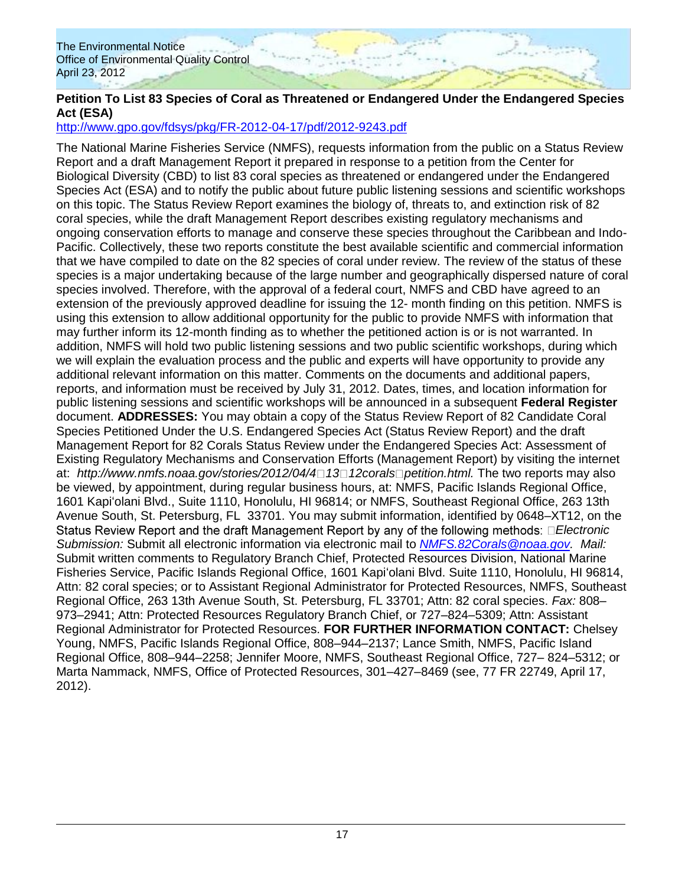**Petition To List 83 Species of Coral as Threatened or Endangered Under the Endangered Species Act (ESA)**

http://www.gpo.gov/fdsys/pkg/FR-2012-04-17/pdf/2012-9243.pdf

The National Marine Fisheries Service (NMFS), requests information from the public on a Status Review Report and a draft Management Report it prepared in response to a petition from the Center for Biological Diversity (CBD) to list 83 coral species as threatened or endangered under the Endangered Species Act (ESA) and to notify the public about future public listening sessions and scientific workshops on this topic. The Status Review Report examines the biology of, threats to, and extinction risk of 82 coral species, while the draft Management Report describes existing regulatory mechanisms and ongoing conservation efforts to manage and conserve these species throughout the Caribbean and Indo-Pacific. Collectively, these two reports constitute the best available scientific and commercial information that we have compiled to date on the 82 species of coral under review. The review of the status of these species is a major undertaking because of the large number and geographically dispersed nature of coral species involved. Therefore, with the approval of a federal court, NMFS and CBD have agreed to an extension of the previously approved deadline for issuing the 12- month finding on this petition. NMFS is using this extension to allow additional opportunity for the public to provide NMFS with information that may further inform its 12-month finding as to whether the petitioned action is or is not warranted. In addition, NMFS will hold two public listening sessions and two public scientific workshops, during which we will explain the evaluation process and the public and experts will have opportunity to provide any additional relevant information on this matter. Comments on the documents and additional papers, reports, and information must be received by July 31, 2012. Dates, times, and location information for public listening sessions and scientific workshops will be announced in a subsequent **Federal Register** document. **ADDRESSES:** You may obtain a copy of the Status Review Report of 82 Candidate Coral Species Petitioned Under the U.S. Endangered Species Act (Status Review Report) and the draft Management Report for 82 Corals Status Review under the Endangered Species Act: Assessment of Existing Regulatory Mechanisms and Conservation Efforts (Management Report) by visiting the internet at: *http://www.nmfs.noaa.gov/stories/2012/04/4□13□12corals□petition.html.* The two reports may also be viewed, by appointment, during regular business hours, at: NMFS, Pacific Islands Regional Office, 1601 Kapi'olani Blvd., Suite 1110, Honolulu, HI 96814; or NMFS, Southeast Regional Office, 263 13th Avenue South, St. Petersburg, FL 33701. You may submit information, identified by 0648–XT12, on the Status Review Report and the draft Management Report by any of the following methods: □*Electronic Submission:* Submit all electronic information via electronic mail to *NMFS.82Corals@noaa.gov. Mail:* Submit written comments to Regulatory Branch Chief, Protected Resources Division, National Marine Fisheries Service, Pacific Islands Regional Office, 1601 Kapi'olani Blvd. Suite 1110, Honolulu, HI 96814, Attn: 82 coral species; or to Assistant Regional Administrator for Protected Resources, NMFS, Southeast Regional Office, 263 13th Avenue South, St. Petersburg, FL 33701; Attn: 82 coral species. *Fax:* 808–973–2941; Attn: Protected Resources Regulatory Branch Chief, or 727–824–5309; Attn: Assistant Regional Administrator for Protected Resources. **FOR FURTHER INFORMATION CONTACT:** Chelsey Young, NMFS, Pacific Islands Regional Office, 808–944–2137; Lance Smith, NMFS, Pacific Island Regional Office, 808–944–2258; Jennifer Moore, NMFS, Southeast Regional Office, 727– 824–5312; or Marta Nammack, NMFS, Office of Protected Resources, 301–427–8469 (see, 77 FR 22749, April 17, 2012).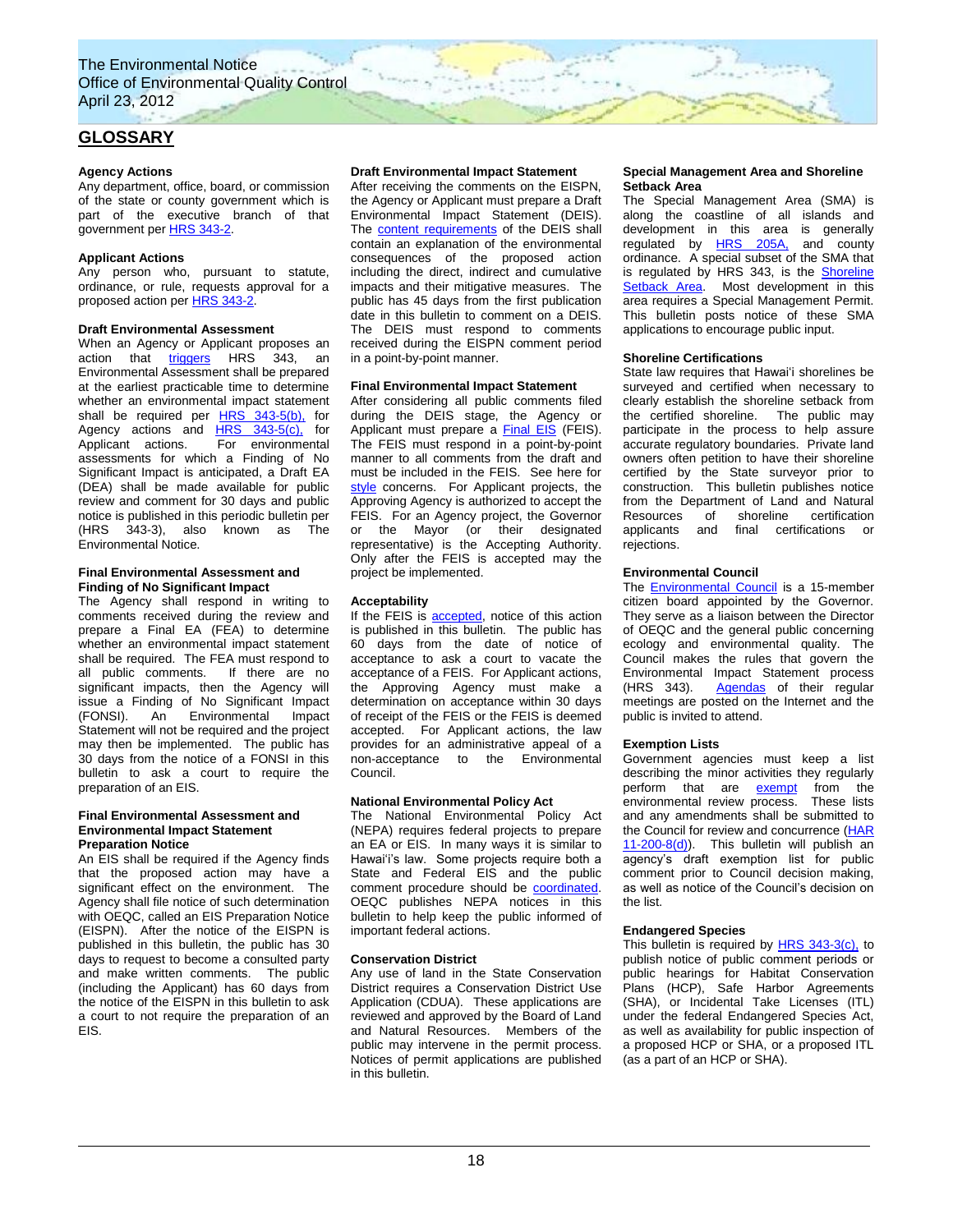## GLOSSARY

**Agency Actions**
Any department, office, board, or commission of the state or county government which is part of the executive branch of that government per HRS 343-2.

**Applicant Actions**
Any person who, pursuant to statute, ordinance, or rule, requests approval for a proposed action per HRS 343-2.

**Draft Environmental Assessment**
When an Agency or Applicant proposes an action that triggers HRS 343, an Environmental Assessment shall be prepared at the earliest practicable time to determine whether an environmental impact statement shall be required per HRS 343-5(b), for Agency actions and HRS 343-5(c), for Applicant actions. For environmental assessments for which a Finding of No Significant Impact is anticipated, a Draft EA (DEA) shall be made available for public review and comment for 30 days and public notice is published in this periodic bulletin per (HRS 343-3), also known as The Environmental Notice.

**Final Environmental Assessment and Finding of No Significant Impact**
The Agency shall respond in writing to comments received during the review and prepare a Final EA (FEA) to determine whether an environmental impact statement shall be required. The FEA must respond to all public comments. If there are no significant impacts, then the Agency will issue a Finding of No Significant Impact (FONSI). An Environmental Impact Statement will not be required and the project may then be implemented. The public has 30 days from the notice of a FONSI in this bulletin to ask a court to require the preparation of an EIS.

**Final Environmental Assessment and Environmental Impact Statement Preparation Notice**
An EIS shall be required if the Agency finds that the proposed action may have a significant effect on the environment. The Agency shall file notice of such determination with OEQC, called an EIS Preparation Notice (EISPN). After the notice of the EISPN is published in this bulletin, the public has 30 days to request to become a consulted party and make written comments. The public (including the Applicant) has 60 days from the notice of the EISPN in this bulletin to ask a court to not require the preparation of an EIS.

**Draft Environmental Impact Statement**
After receiving the comments on the EISPN, the Agency or Applicant must prepare a Draft Environmental Impact Statement (DEIS). The content requirements of the DEIS shall contain an explanation of the environmental consequences of the proposed action including the direct, indirect and cumulative impacts and their mitigative measures. The public has 45 days from the first publication date in this bulletin to comment on a DEIS. The DEIS must respond to comments received during the EISPN comment period in a point-by-point manner.

**Final Environmental Impact Statement**
After considering all public comments filed during the DEIS stage, the Agency or Applicant must prepare a Final EIS (FEIS). The FEIS must respond in a point-by-point manner to all comments from the draft and must be included in the FEIS. See here for style concerns. For Applicant projects, the Approving Agency is authorized to accept the FEIS. For an Agency project, the Governor or the Mayor (or their designated representative) is the Accepting Authority. Only after the FEIS is accepted may the project be implemented.

**Acceptability**
If the FEIS is accepted, notice of this action is published in this bulletin. The public has 60 days from the date of notice of acceptance to ask a court to vacate the acceptance of a FEIS. For Applicant actions, the Approving Agency must make a determination on acceptance within 30 days of receipt of the FEIS or the FEIS is deemed accepted. For Applicant actions, the law provides for an administrative appeal of a non-acceptance to the Environmental Council.

**National Environmental Policy Act**
The National Environmental Policy Act (NEPA) requires federal projects to prepare an EA or EIS. In many ways it is similar to Hawai'i's law. Some projects require both a State and Federal EIS and the public comment procedure should be coordinated. OEQC publishes NEPA notices in this bulletin to help keep the public informed of important federal actions.

**Conservation District**
Any use of land in the State Conservation District requires a Conservation District Use Application (CDUA). These applications are reviewed and approved by the Board of Land and Natural Resources. Members of the public may intervene in the permit process. Notices of permit applications are published in this bulletin.

**Special Management Area and Shoreline Setback Area**
The Special Management Area (SMA) is along the coastline of all islands and development in this area is generally regulated by HRS 205A, and county ordinance. A special subset of the SMA that is regulated by HRS 343, is the Shoreline Setback Area. Most development in this area requires a Special Management Permit. This bulletin posts notice of these SMA applications to encourage public input.

**Shoreline Certifications**
State law requires that Hawai'i shorelines be surveyed and certified when necessary to clearly establish the shoreline setback from the certified shoreline. The public may participate in the process to help assure accurate regulatory boundaries. Private land owners often petition to have their shoreline certified by the State surveyor prior to construction. This bulletin publishes notice from the Department of Land and Natural Resources of shoreline certification applicants and final certifications or rejections.

**Environmental Council**
The Environmental Council is a 15-member citizen board appointed by the Governor. They serve as a liaison between the Director of OEQC and the general public concerning ecology and environmental quality. The Council makes the rules that govern the Environmental Impact Statement process (HRS 343). Agendas of their regular meetings are posted on the Internet and the public is invited to attend.

**Exemption Lists**
Government agencies must keep a list describing the minor activities they regularly perform that are exempt from the environmental review process. These lists and any amendments shall be submitted to the Council for review and concurrence (HAR 11-200-8(d)). This bulletin will publish an agency's draft exemption list for public comment prior to Council decision making, as well as notice of the Council's decision on the list.

**Endangered Species**
This bulletin is required by HRS 343-3(c), to publish notice of public comment periods or public hearings for Habitat Conservation Plans (HCP), Safe Harbor Agreements (SHA), or Incidental Take Licenses (ITL) under the federal Endangered Species Act, as well as availability for public inspection of a proposed HCP or SHA, or a proposed ITL (as a part of an HCP or SHA).